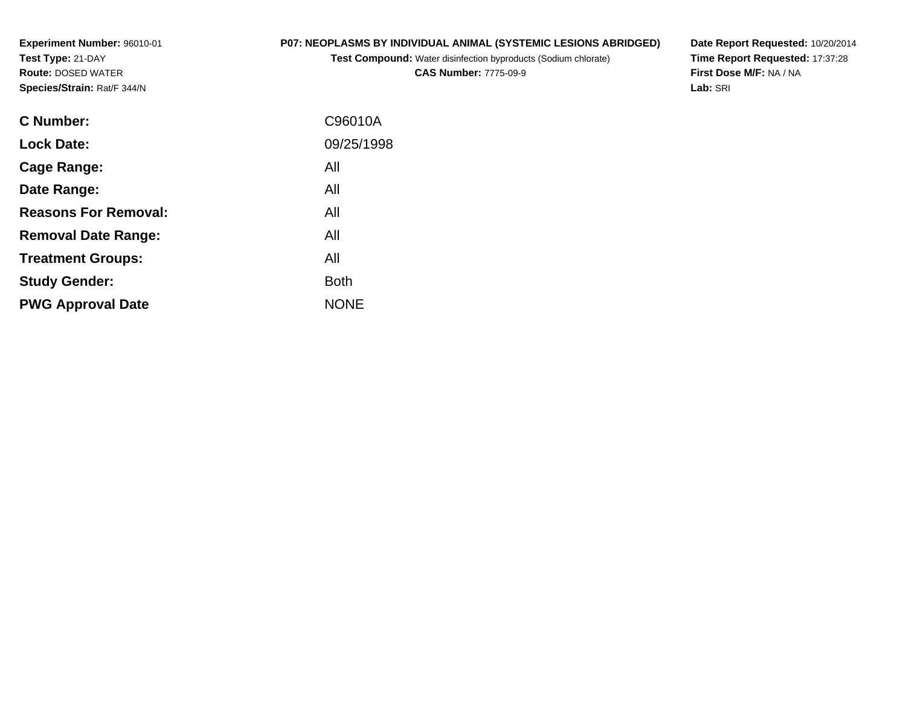**Experiment Number:** 96010-01
**Test Type:** 21-DAY
**Route:** DOSED WATER
**Species/Strain:** Rat/F 344/N

**P07: NEOPLASMS BY INDIVIDUAL ANIMAL (SYSTEMIC LESIONS ABRIDGED)**
**Test Compound:** Water disinfection byproducts (Sodium chlorate)
**CAS Number:** 7775-09-9

**Date Report Requested:** 10/20/2014
**Time Report Requested:** 17:37:28
**First Dose M/F:** NA / NA
**Lab:** SRI

| | |
|---|---|
| **C Number:** | C96010A |
| **Lock Date:** | 09/25/1998 |
| **Cage Range:** | All |
| **Date Range:** | All |
| **Reasons For Removal:** | All |
| **Removal Date Range:** | All |
| **Treatment Groups:** | All |
| **Study Gender:** | Both |
| **PWG Approval Date** | NONE |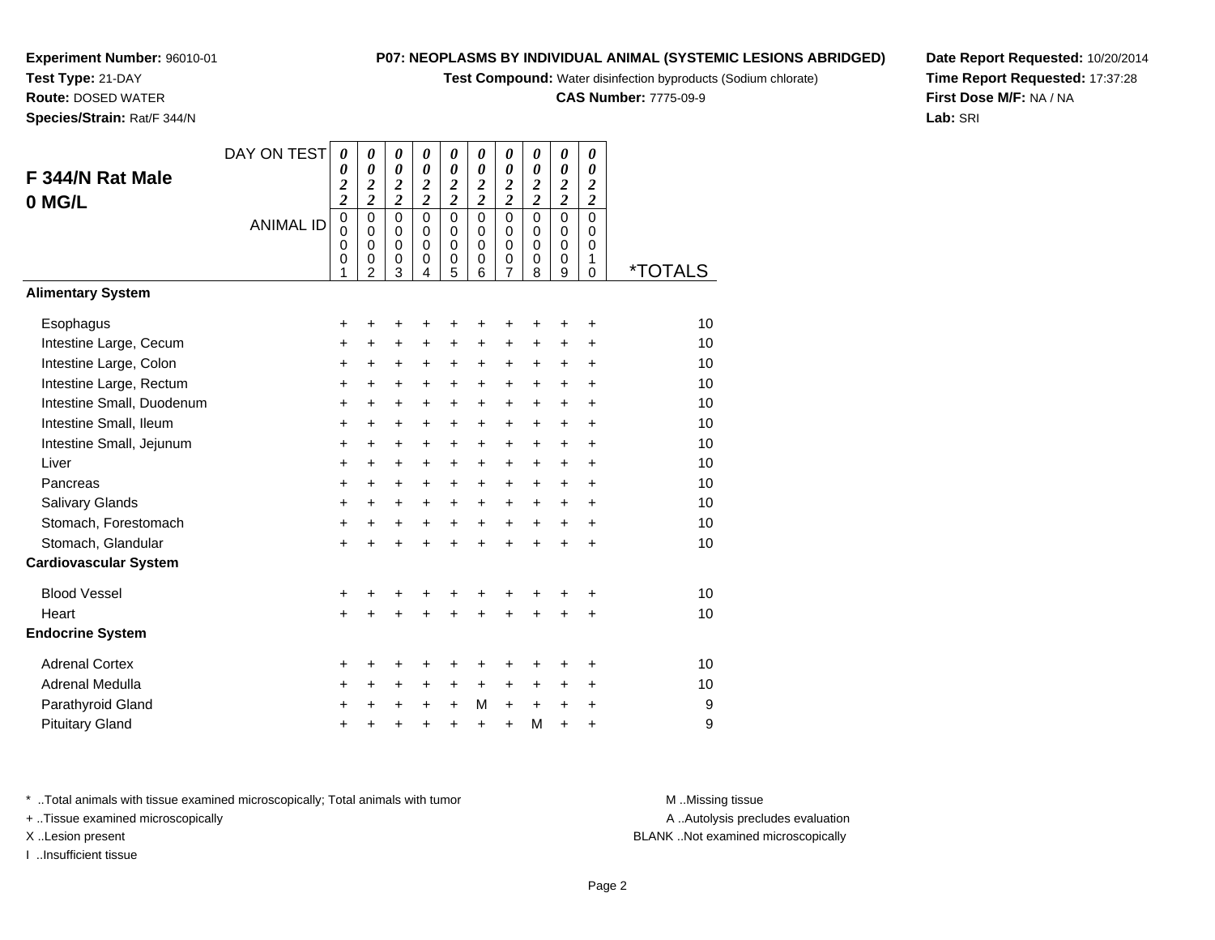**Experiment Number:** 96010-01
**Test Type:** 21-DAY
**Route:** DOSED WATER
**Species/Strain:** Rat/F 344/N

**P07: NEOPLASMS BY INDIVIDUAL ANIMAL (SYSTEMIC LESIONS ABRIDGED)**
**Test Compound:** Water disinfection byproducts (Sodium chlorate)
**CAS Number:** 7775-09-9

**Date Report Requested:** 10/20/2014
**Time Report Requested:** 17:37:28
**First Dose M/F:** NA / NA
**Lab:** SRI

## F 344/N Rat Male 0 MG/L

| DAY ON TEST | 0022 | 0022 | 0022 | 0022 | 0022 | 0022 | 0022 | 0022 | 0022 | 0022 | |
|---|---|---|---|---|---|---|---|---|---|---|---|
| ANIMAL ID | 00001 | 00002 | 00003 | 00004 | 00005 | 00006 | 00007 | 00008 | 00009 | 00010 | *TOTALS |
| **Alimentary System** | | | | | | | | | | | |
| Esophagus | + | + | + | + | + | + | + | + | + | + | 10 |
| Intestine Large, Cecum | + | + | + | + | + | + | + | + | + | + | 10 |
| Intestine Large, Colon | + | + | + | + | + | + | + | + | + | + | 10 |
| Intestine Large, Rectum | + | + | + | + | + | + | + | + | + | + | 10 |
| Intestine Small, Duodenum | + | + | + | + | + | + | + | + | + | + | 10 |
| Intestine Small, Ileum | + | + | + | + | + | + | + | + | + | + | 10 |
| Intestine Small, Jejunum | + | + | + | + | + | + | + | + | + | + | 10 |
| Liver | + | + | + | + | + | + | + | + | + | + | 10 |
| Pancreas | + | + | + | + | + | + | + | + | + | + | 10 |
| Salivary Glands | + | + | + | + | + | + | + | + | + | + | 10 |
| Stomach, Forestomach | + | + | + | + | + | + | + | + | + | + | 10 |
| Stomach, Glandular | + | + | + | + | + | + | + | + | + | + | 10 |
| **Cardiovascular System** | | | | | | | | | | | |
| Blood Vessel | + | + | + | + | + | + | + | + | + | + | 10 |
| Heart | + | + | + | + | + | + | + | + | + | + | 10 |
| **Endocrine System** | | | | | | | | | | | |
| Adrenal Cortex | + | + | + | + | + | + | + | + | + | + | 10 |
| Adrenal Medulla | + | + | + | + | + | + | + | + | + | + | 10 |
| Parathyroid Gland | + | + | + | + | + | M | + | + | + | + | 9 |
| Pituitary Gland | + | + | + | + | + | + | + | M | + | + | 9 |

* ..Total animals with tissue examined microscopically; Total animals with tumor
+ ..Tissue examined microscopically
X ..Lesion present
I ..Insufficient tissue

M ..Missing tissue
A ..Autolysis precludes evaluation
BLANK ..Not examined microscopically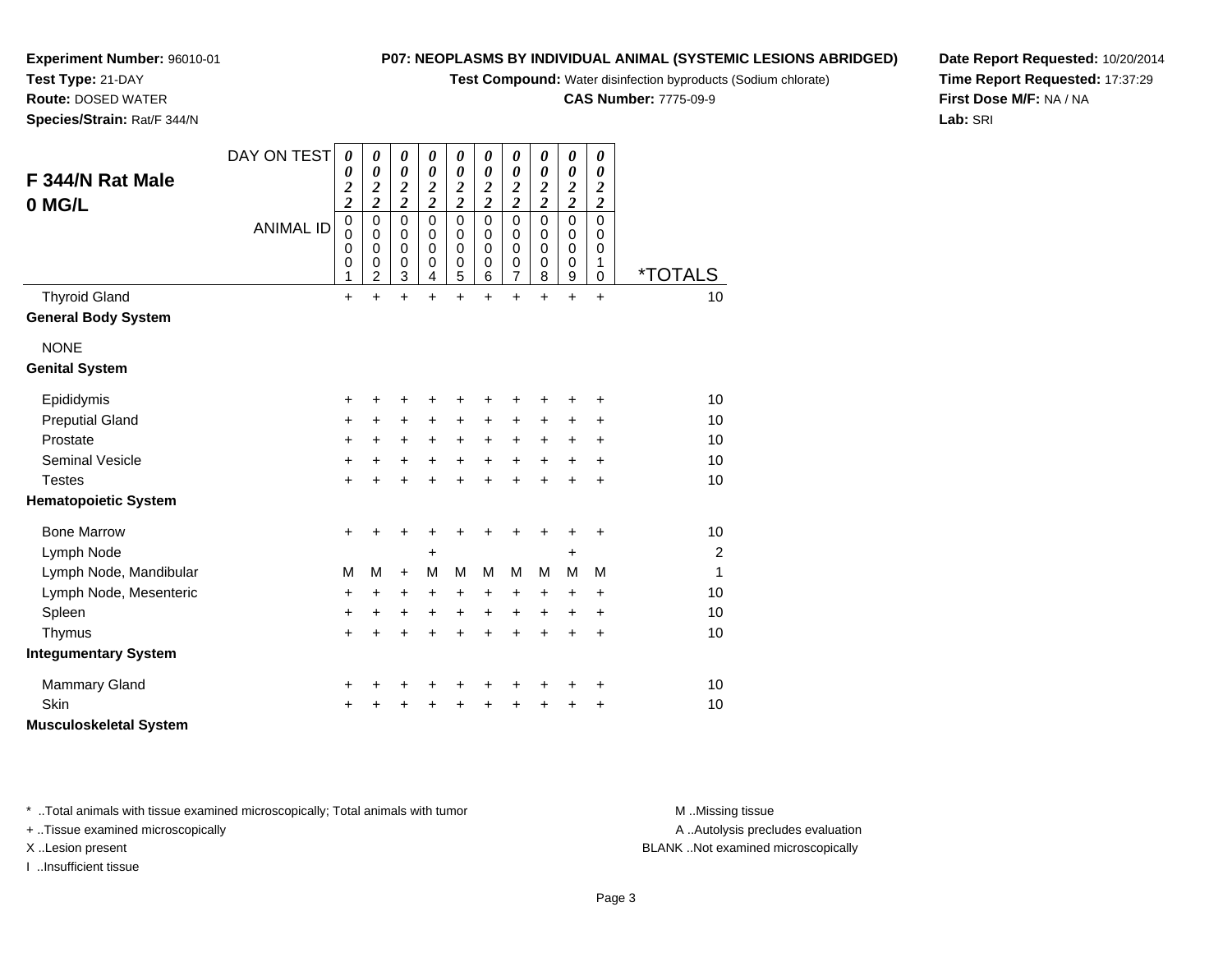**Experiment Number:** 96010-01
**Test Type:** 21-DAY
**Route:** DOSED WATER
**Species/Strain:** Rat/F 344/N

**P07: NEOPLASMS BY INDIVIDUAL ANIMAL (SYSTEMIC LESIONS ABRIDGED)**
**Test Compound:** Water disinfection byproducts (Sodium chlorate)
**CAS Number:** 7775-09-9

**Date Report Requested:** 10/20/2014
**Time Report Requested:** 17:37:29
**First Dose M/F:** NA / NA
**Lab:** SRI

## F 344/N Rat Male 0 MG/L

| DAY ON TEST | 0022 | 0022 | 0022 | 0022 | 0022 | 0022 | 0022 | 0022 | 0022 | 0022 | |
|---|---|---|---|---|---|---|---|---|---|---|---|
| ANIMAL ID | 00001 | 00002 | 00003 | 00004 | 00005 | 00006 | 00007 | 00008 | 00009 | 00010 | *TOTALS |
| Thyroid Gland | + | + | + | + | + | + | + | + | + | + | 10 |
| **General Body System** | | | | | | | | | | | |
| NONE | | | | | | | | | | | |
| **Genital System** | | | | | | | | | | | |
| Epididymis | + | + | + | + | + | + | + | + | + | + | 10 |
| Preputial Gland | + | + | + | + | + | + | + | + | + | + | 10 |
| Prostate | + | + | + | + | + | + | + | + | + | + | 10 |
| Seminal Vesicle | + | + | + | + | + | + | + | + | + | + | 10 |
| Testes | + | + | + | + | + | + | + | + | + | + | 10 |
| **Hematopoietic System** | | | | | | | | | | | |
| Bone Marrow | + | + | + | + | + | + | + | + | + | + | 10 |
| Lymph Node | | | | + | | | | | + | | 2 |
| Lymph Node, Mandibular | M | M | + | M | M | M | M | M | M | M | 1 |
| Lymph Node, Mesenteric | + | + | + | + | + | + | + | + | + | + | 10 |
| Spleen | + | + | + | + | + | + | + | + | + | + | 10 |
| Thymus | + | + | + | + | + | + | + | + | + | + | 10 |
| **Integumentary System** | | | | | | | | | | | |
| Mammary Gland | + | + | + | + | + | + | + | + | + | + | 10 |
| Skin | + | + | + | + | + | + | + | + | + | + | 10 |
| **Musculoskeletal System** | | | | | | | | | | | |

* ..Total animals with tissue examined microscopically; Total animals with tumor
+ ..Tissue examined microscopically
X ..Lesion present
I ..Insufficient tissue

M ..Missing tissue
A ..Autolysis precludes evaluation
BLANK ..Not examined microscopically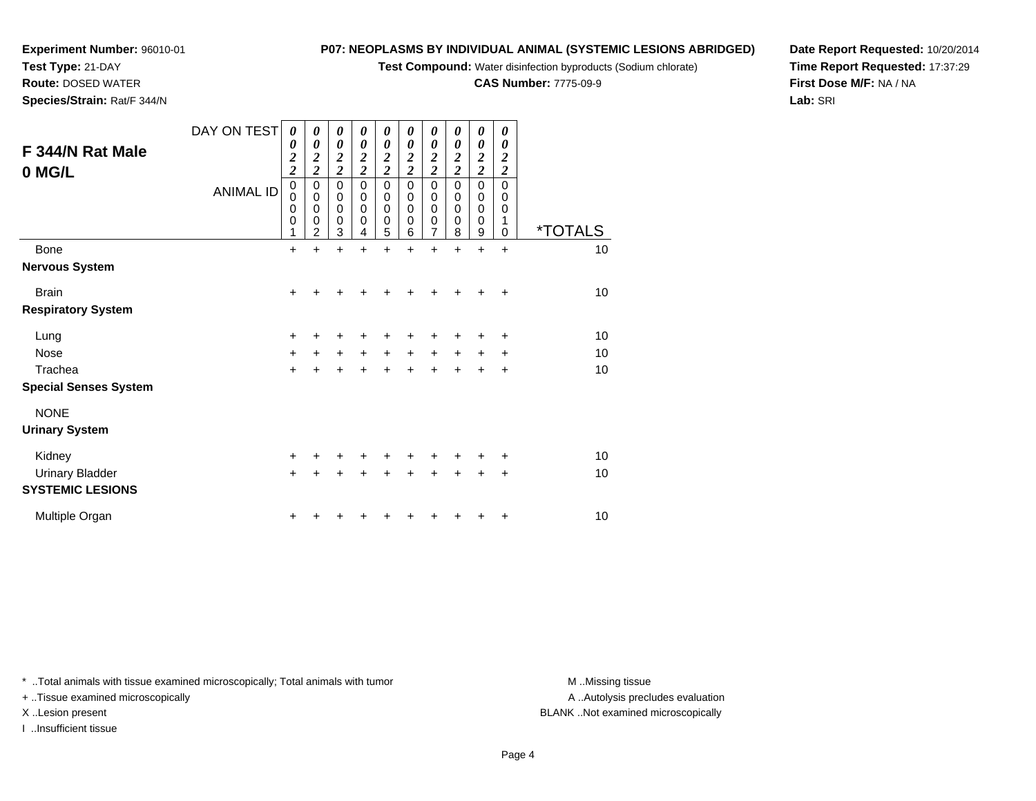**Experiment Number:** 96010-01
**Test Type:** 21-DAY
**Route:** DOSED WATER
**Species/Strain:** Rat/F 344/N

**P07: NEOPLASMS BY INDIVIDUAL ANIMAL (SYSTEMIC LESIONS ABRIDGED)**
**Test Compound:** Water disinfection byproducts (Sodium chlorate)
**CAS Number:** 7775-09-9

**Date Report Requested:** 10/20/2014
**Time Report Requested:** 17:37:29
**First Dose M/F:** NA / NA
**Lab:** SRI

## F 344/N Rat Male 0 MG/L

| DAY ON TEST | 0022 | 0022 | 0022 | 0022 | 0022 | 0022 | 0022 | 0022 | 0022 | 0022 | |
|---|---|---|---|---|---|---|---|---|---|---|---|
| ANIMAL ID | 00001 | 00002 | 00003 | 00004 | 00005 | 00006 | 00007 | 00008 | 00009 | 00010 | *TOTALS |
| Bone | + | + | + | + | + | + | + | + | + | + | 10 |
| **Nervous System** | | | | | | | | | | | |
| Brain | + | + | + | + | + | + | + | + | + | + | 10 |
| **Respiratory System** | | | | | | | | | | | |
| Lung | + | + | + | + | + | + | + | + | + | + | 10 |
| Nose | + | + | + | + | + | + | + | + | + | + | 10 |
| Trachea | + | + | + | + | + | + | + | + | + | + | 10 |
| **Special Senses System** | | | | | | | | | | | |
| NONE | | | | | | | | | | | |
| **Urinary System** | | | | | | | | | | | |
| Kidney | + | + | + | + | + | + | + | + | + | + | 10 |
| Urinary Bladder | + | + | + | + | + | + | + | + | + | + | 10 |
| **SYSTEMIC LESIONS** | | | | | | | | | | | |
| Multiple Organ | + | + | + | + | + | + | + | + | + | + | 10 |

* ..Total animals with tissue examined microscopically; Total animals with tumor
+ ..Tissue examined microscopically
X ..Lesion present
I ..Insufficient tissue

M ..Missing tissue
A ..Autolysis precludes evaluation
BLANK ..Not examined microscopically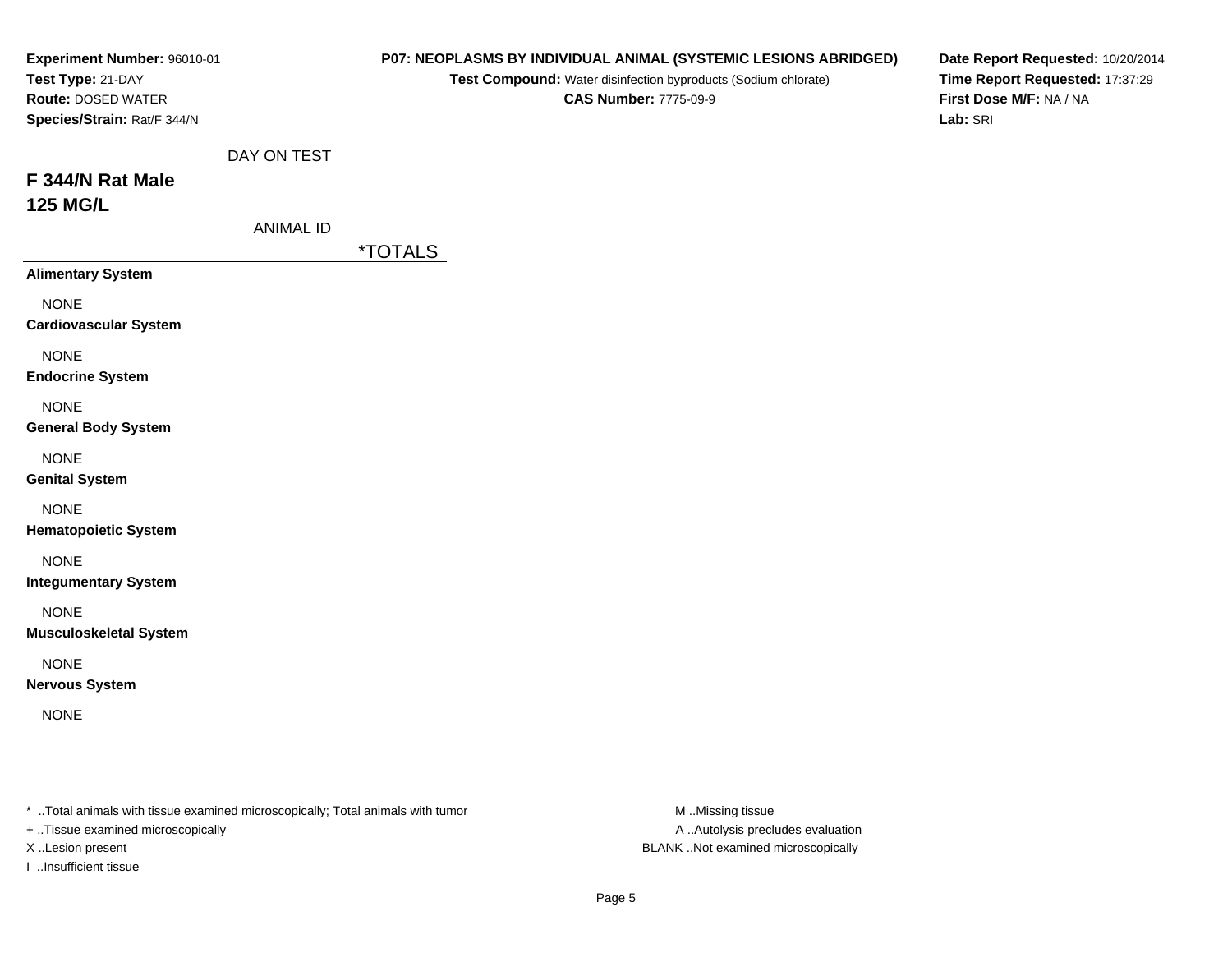**Experiment Number:** 96010-01
**Test Type:** 21-DAY
**Route:** DOSED WATER
**Species/Strain:** Rat/F 344/N

**P07: NEOPLASMS BY INDIVIDUAL ANIMAL (SYSTEMIC LESIONS ABRIDGED)**
**Test Compound:** Water disinfection byproducts (Sodium chlorate)
**CAS Number:** 7775-09-9

**Date Report Requested:** 10/20/2014
**Time Report Requested:** 17:37:29
**First Dose M/F:** NA / NA
**Lab:** SRI

DAY ON TEST

## F 344/N Rat Male
## 125 MG/L

ANIMAL ID

| | *TOTALS |
|---|---|
| **Alimentary System** | |
| NONE | |
| **Cardiovascular System** | |
| NONE | |
| **Endocrine System** | |
| NONE | |
| **General Body System** | |
| NONE | |
| **Genital System** | |
| NONE | |
| **Hematopoietic System** | |
| NONE | |
| **Integumentary System** | |
| NONE | |
| **Musculoskeletal System** | |
| NONE | |
| **Nervous System** | |
| NONE | |

* ..Total animals with tissue examined microscopically; Total animals with tumor
+ ..Tissue examined microscopically
X ..Lesion present
I ..Insufficient tissue

M ..Missing tissue
A ..Autolysis precludes evaluation
BLANK ..Not examined microscopically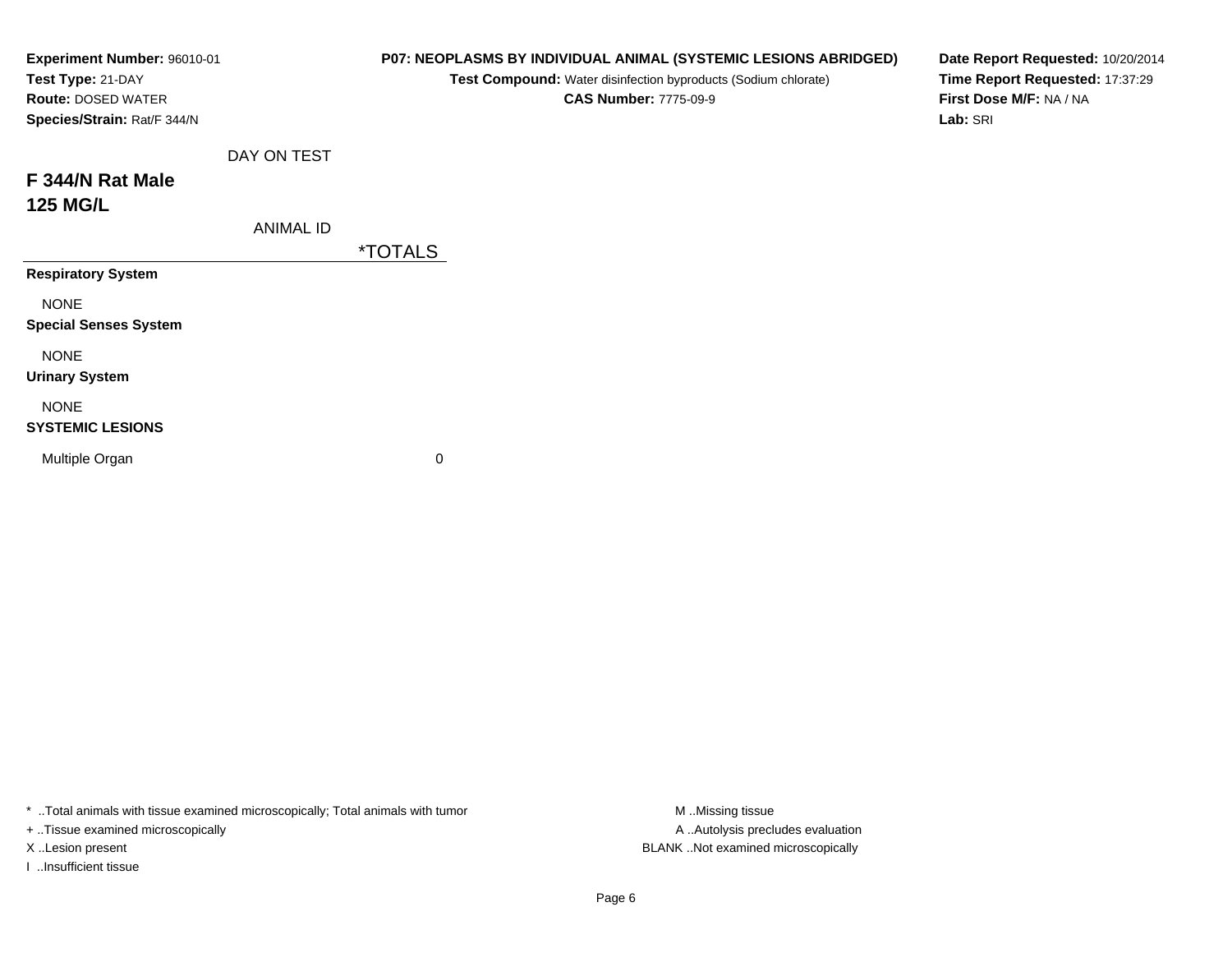**Experiment Number:** 96010-01
**Test Type:** 21-DAY
**Route:** DOSED WATER
**Species/Strain:** Rat/F 344/N

**P07: NEOPLASMS BY INDIVIDUAL ANIMAL (SYSTEMIC LESIONS ABRIDGED)**
**Test Compound:** Water disinfection byproducts (Sodium chlorate)
**CAS Number:** 7775-09-9

**Date Report Requested:** 10/20/2014
**Time Report Requested:** 17:37:29
**First Dose M/F:** NA / NA
**Lab:** SRI

## F 344/N Rat Male
## 125 MG/L

| DAY ON TEST / ANIMAL ID | *TOTALS |
|---|---|
| **Respiratory System** | |
| NONE | |
| **Special Senses System** | |
| NONE | |
| **Urinary System** | |
| NONE | |
| **SYSTEMIC LESIONS** | |
| Multiple Organ | 0 |

* ..Total animals with tissue examined microscopically; Total animals with tumor
+ ..Tissue examined microscopically
X ..Lesion present
I ..Insufficient tissue

M ..Missing tissue
A ..Autolysis precludes evaluation
BLANK ..Not examined microscopically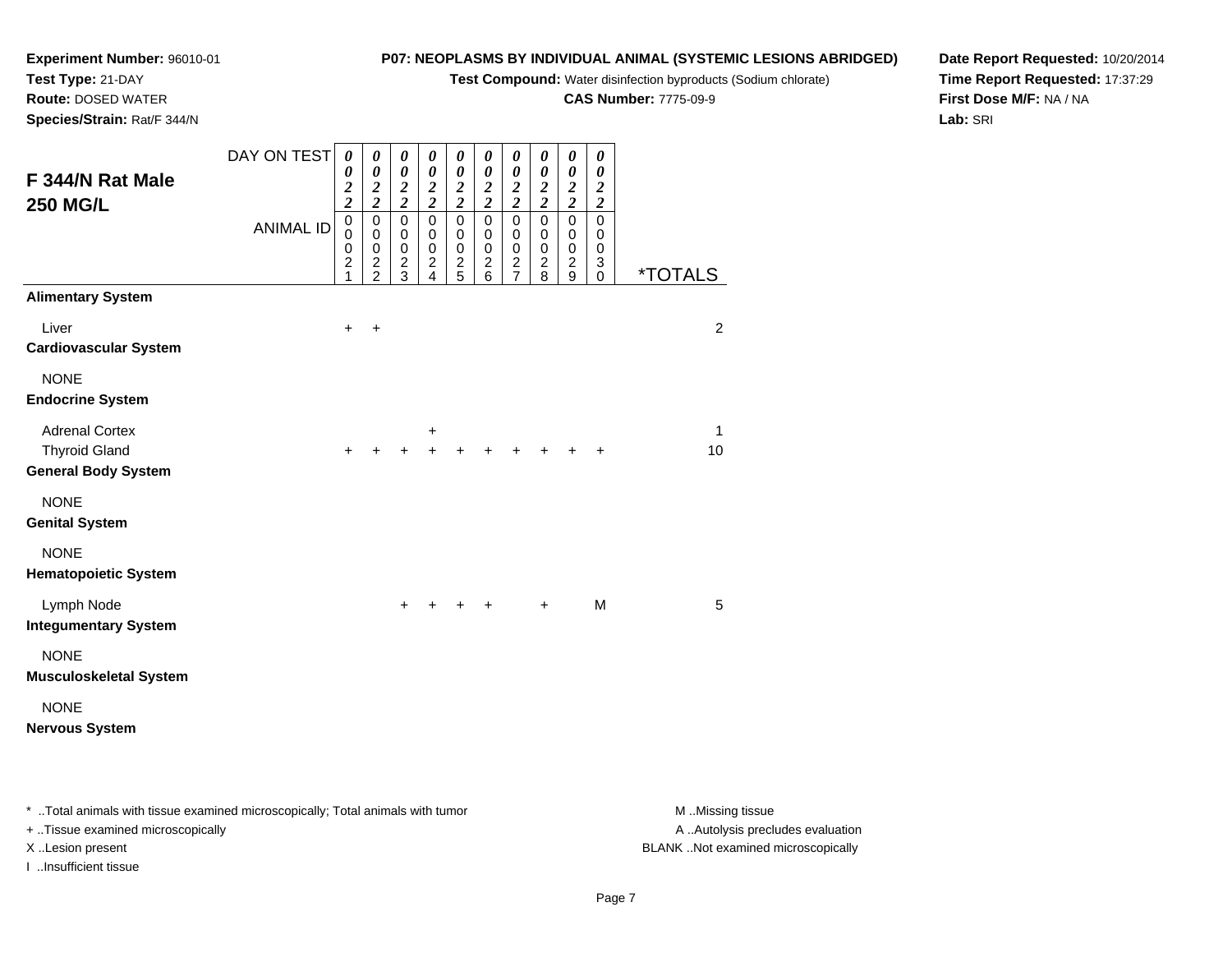**Experiment Number:** 96010-01
**Test Type:** 21-DAY
**Route:** DOSED WATER
**Species/Strain:** Rat/F 344/N

**P07: NEOPLASMS BY INDIVIDUAL ANIMAL (SYSTEMIC LESIONS ABRIDGED)**
**Test Compound:** Water disinfection byproducts (Sodium chlorate)
**CAS Number:** 7775-09-9

**Date Report Requested:** 10/20/2014
**Time Report Requested:** 17:37:29
**First Dose M/F:** NA / NA
**Lab:** SRI

## F 344/N Rat Male 250 MG/L

| DAY ON TEST | 0022 | 0022 | 0022 | 0022 | 0022 | 0022 | 0022 | 0022 | 0022 | 0022 | |
|---|---|---|---|---|---|---|---|---|---|---|---|
| ANIMAL ID | 00021 | 00022 | 00023 | 00024 | 00025 | 00026 | 00027 | 00028 | 00029 | 00030 | *TOTALS |
| **Alimentary System** | | | | | | | | | | | |
| Liver | + | + | | | | | | | | | 2 |
| **Cardiovascular System** | | | | | | | | | | | |
| NONE | | | | | | | | | | | |
| **Endocrine System** | | | | | | | | | | | |
| Adrenal Cortex | | | | + | | | | | | | 1 |
| Thyroid Gland | + | + | + | + | + | + | + | + | + | + | 10 |
| **General Body System** | | | | | | | | | | | |
| NONE | | | | | | | | | | | |
| **Genital System** | | | | | | | | | | | |
| NONE | | | | | | | | | | | |
| **Hematopoietic System** | | | | | | | | | | | |
| Lymph Node | | | + | + | + | + | | + | | M | 5 |
| **Integumentary System** | | | | | | | | | | | |
| NONE | | | | | | | | | | | |
| **Musculoskeletal System** | | | | | | | | | | | |
| NONE | | | | | | | | | | | |
| **Nervous System** | | | | | | | | | | | |

\* ..Total animals with tissue examined microscopically; Total animals with tumor
\+ ..Tissue examined microscopically
X ..Lesion present
I ..Insufficient tissue

M ..Missing tissue
A ..Autolysis precludes evaluation
BLANK ..Not examined microscopically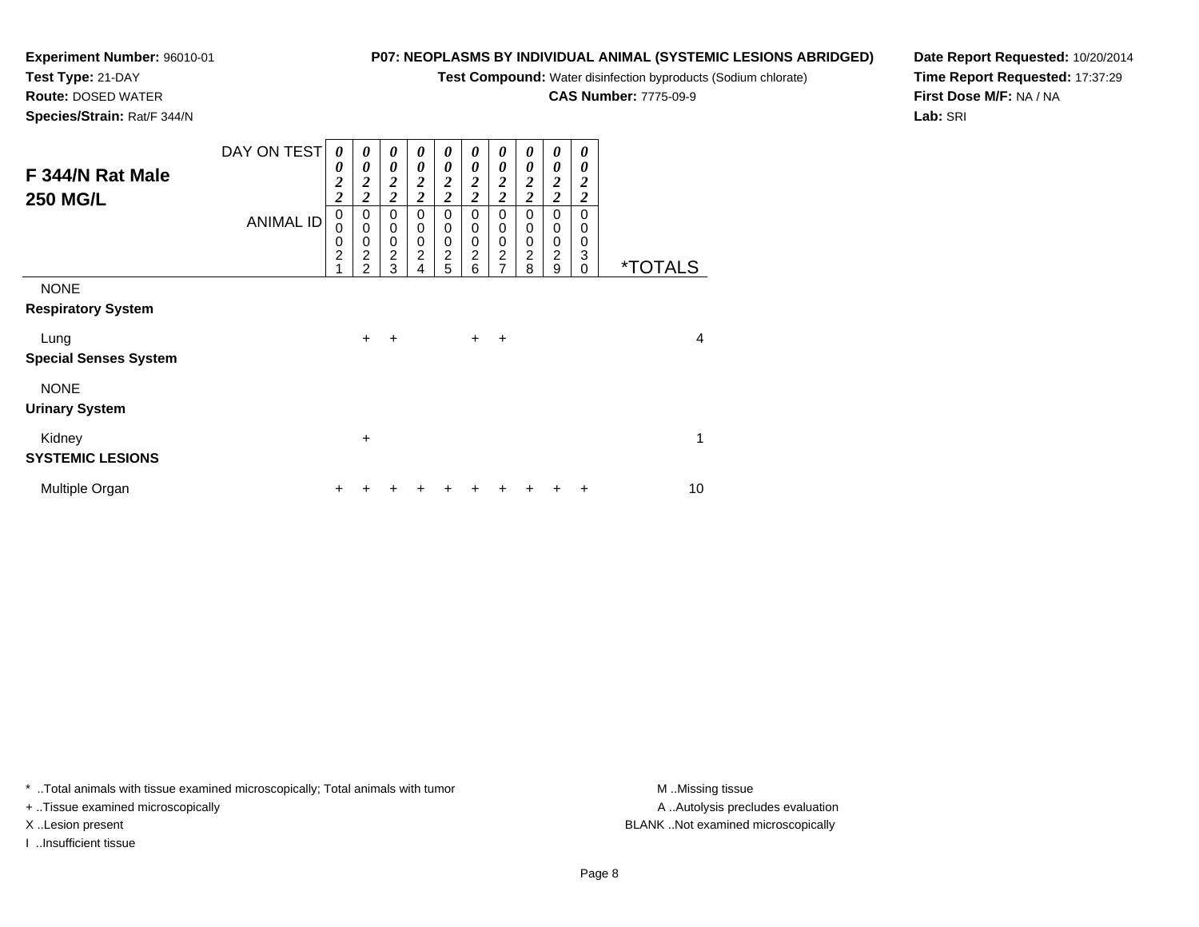**Experiment Number:** 96010-01
**Test Type:** 21-DAY
**Route:** DOSED WATER
**Species/Strain:** Rat/F 344/N

**P07: NEOPLASMS BY INDIVIDUAL ANIMAL (SYSTEMIC LESIONS ABRIDGED)**
**Test Compound:** Water disinfection byproducts (Sodium chlorate)
**CAS Number:** 7775-09-9

**Date Report Requested:** 10/20/2014
**Time Report Requested:** 17:37:29
**First Dose M/F:** NA / NA
**Lab:** SRI

## F 344/N Rat Male 250 MG/L

| DAY ON TEST | 0022 | 0022 | 0022 | 0022 | 0022 | 0022 | 0022 | 0022 | 0022 | 0022 | |
|---|---|---|---|---|---|---|---|---|---|---|---|
| ANIMAL ID | 00021 | 00022 | 00023 | 00024 | 00025 | 00026 | 00027 | 00028 | 00029 | 00030 | *TOTALS |
| NONE | | | | | | | | | | | |
| **Respiratory System** | | | | | | | | | | | |
| Lung | | + | + | | | + | + | | | | 4 |
| **Special Senses System** | | | | | | | | | | | |
| NONE | | | | | | | | | | | |
| **Urinary System** | | | | | | | | | | | |
| Kidney | | + | | | | | | | | | 1 |
| **SYSTEMIC LESIONS** | | | | | | | | | | | |
| Multiple Organ | + | + | + | + | + | + | + | + | + | + | 10 |

* ..Total animals with tissue examined microscopically; Total animals with tumor
+ ..Tissue examined microscopically
X ..Lesion present
I ..Insufficient tissue

M ..Missing tissue
A ..Autolysis precludes evaluation
BLANK ..Not examined microscopically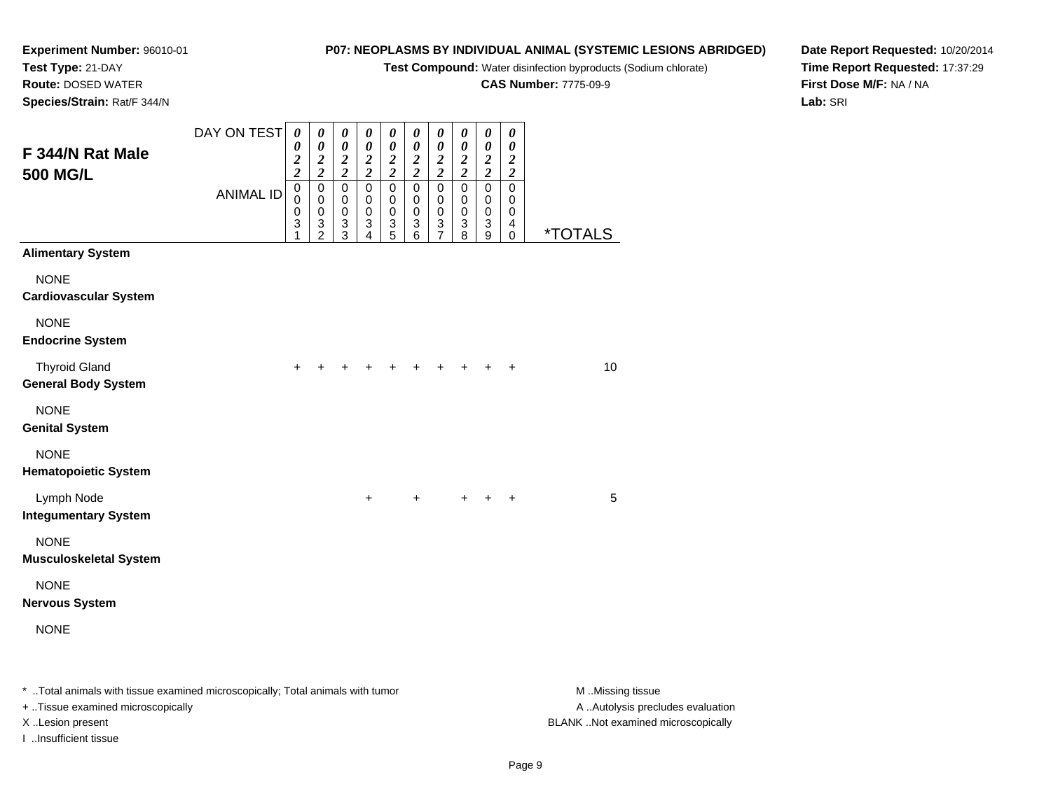**Experiment Number:** 96010-01
**Test Type:** 21-DAY
**Route:** DOSED WATER
**Species/Strain:** Rat/F 344/N

**P07: NEOPLASMS BY INDIVIDUAL ANIMAL (SYSTEMIC LESIONS ABRIDGED)**
**Test Compound:** Water disinfection byproducts (Sodium chlorate)
**CAS Number:** 7775-09-9

**Date Report Requested:** 10/20/2014
**Time Report Requested:** 17:37:29
**First Dose M/F:** NA / NA
**Lab:** SRI

## F 344/N Rat Male 500 MG/L

| DAY ON TEST | 0022 | 0022 | 0022 | 0022 | 0022 | 0022 | 0022 | 0022 | 0022 | 0022 | |
|---|---|---|---|---|---|---|---|---|---|---|---|
| ANIMAL ID | 00031 | 00032 | 00033 | 00034 | 00035 | 00036 | 00037 | 00038 | 00039 | 00040 | *TOTALS |
| **Alimentary System** | | | | | | | | | | | |
| NONE | | | | | | | | | | | |
| **Cardiovascular System** | | | | | | | | | | | |
| NONE | | | | | | | | | | | |
| **Endocrine System** | | | | | | | | | | | |
| Thyroid Gland | + | + | + | + | + | + | + | + | + | + | 10 |
| **General Body System** | | | | | | | | | | | |
| NONE | | | | | | | | | | | |
| **Genital System** | | | | | | | | | | | |
| NONE | | | | | | | | | | | |
| **Hematopoietic System** | | | | | | | | | | | |
| Lymph Node | | | | + | | + | | + | + | + | 5 |
| **Integumentary System** | | | | | | | | | | | |
| NONE | | | | | | | | | | | |
| **Musculoskeletal System** | | | | | | | | | | | |
| NONE | | | | | | | | | | | |
| **Nervous System** | | | | | | | | | | | |
| NONE | | | | | | | | | | | |

* ..Total animals with tissue examined microscopically; Total animals with tumor
+ ..Tissue examined microscopically
X ..Lesion present
I ..Insufficient tissue

M ..Missing tissue
A ..Autolysis precludes evaluation
BLANK ..Not examined microscopically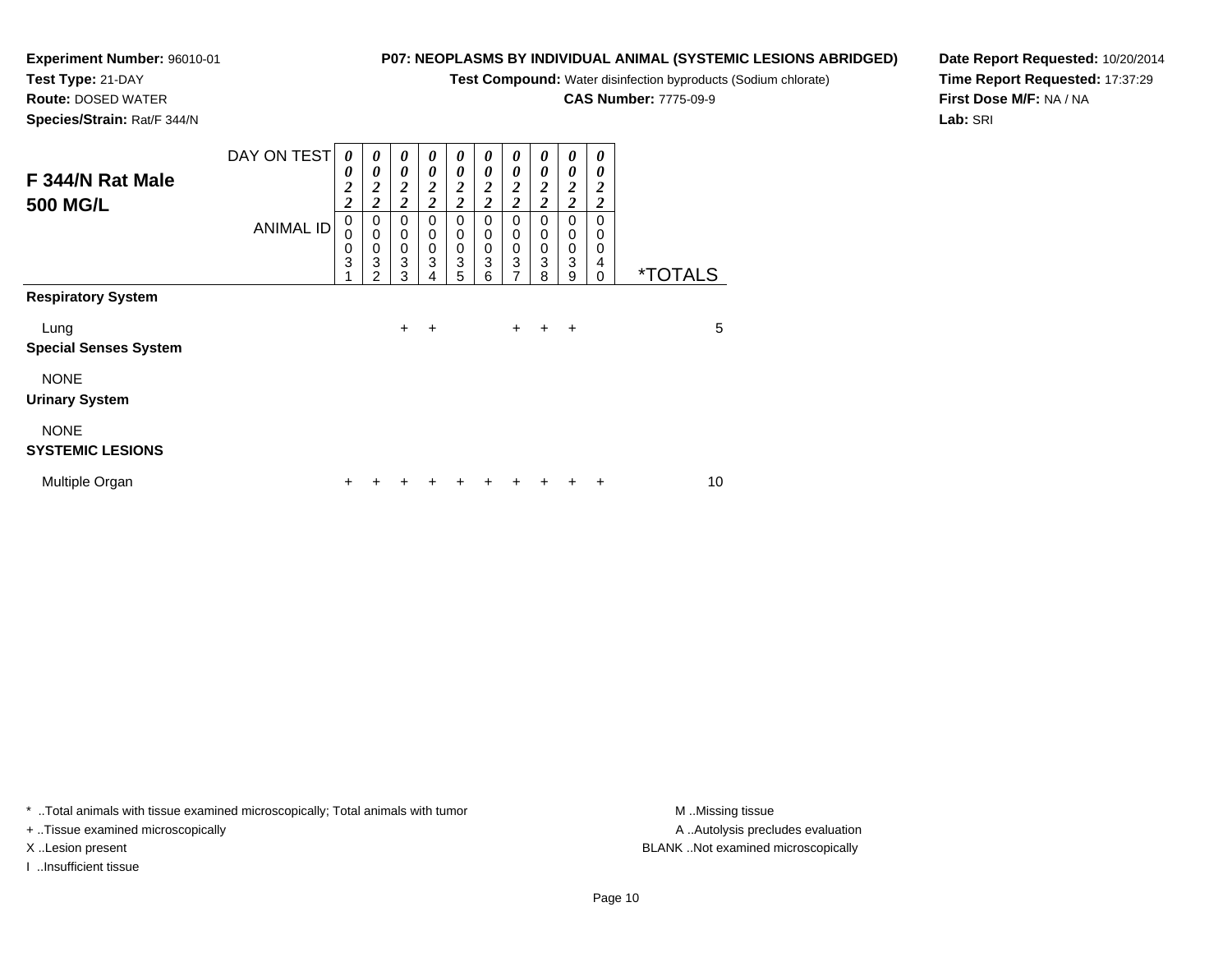**Experiment Number:** 96010-01
**Test Type:** 21-DAY
**Route:** DOSED WATER
**Species/Strain:** Rat/F 344/N

**P07: NEOPLASMS BY INDIVIDUAL ANIMAL (SYSTEMIC LESIONS ABRIDGED)**
**Test Compound:** Water disinfection byproducts (Sodium chlorate)
**CAS Number:** 7775-09-9

**Date Report Requested:** 10/20/2014
**Time Report Requested:** 17:37:29
**First Dose M/F:** NA / NA
**Lab:** SRI

## F 344/N Rat Male 500 MG/L

| DAY ON TEST | 0022 | 0022 | 0022 | 0022 | 0022 | 0022 | 0022 | 0022 | 0022 | 0022 | |
|---|---|---|---|---|---|---|---|---|---|---|---|
| ANIMAL ID | 00031 | 00032 | 00033 | 00034 | 00035 | 00036 | 00037 | 00038 | 00039 | 00040 | *TOTALS |
| **Respiratory System** | | | | | | | | | | | |
| Lung | | | + | + | | | + | + | + | | 5 |
| **Special Senses System** | | | | | | | | | | | |
| NONE | | | | | | | | | | | |
| **Urinary System** | | | | | | | | | | | |
| NONE | | | | | | | | | | | |
| **SYSTEMIC LESIONS** | | | | | | | | | | | |
| Multiple Organ | + | + | + | + | + | + | + | + | + | + | 10 |

* ..Total animals with tissue examined microscopically; Total animals with tumor
+ ..Tissue examined microscopically
X ..Lesion present
I ..Insufficient tissue

M ..Missing tissue
A ..Autolysis precludes evaluation
BLANK ..Not examined microscopically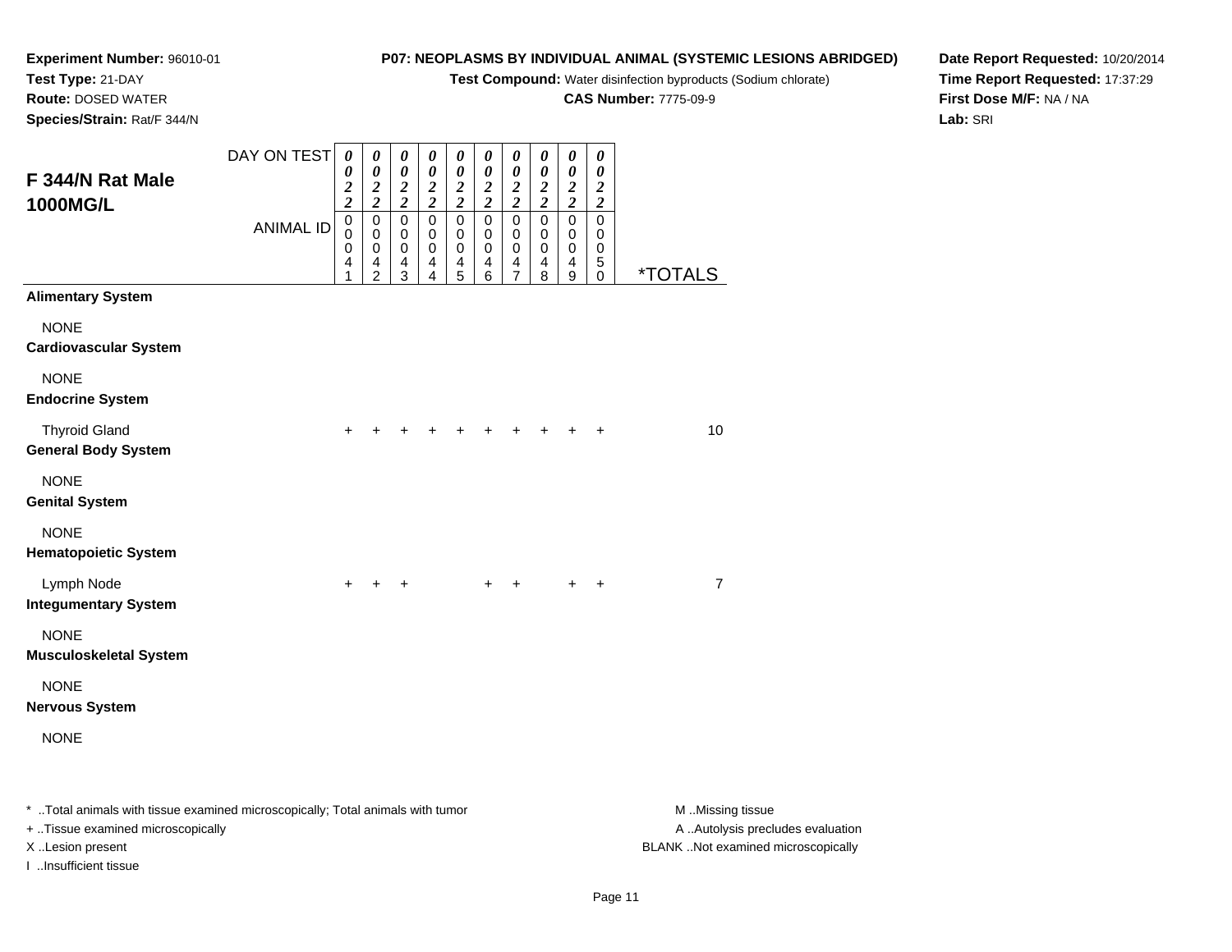**Experiment Number:** 96010-01
**Test Type:** 21-DAY
**Route:** DOSED WATER
**Species/Strain:** Rat/F 344/N

**P07: NEOPLASMS BY INDIVIDUAL ANIMAL (SYSTEMIC LESIONS ABRIDGED)**
**Test Compound:** Water disinfection byproducts (Sodium chlorate)
**CAS Number:** 7775-09-9

**Date Report Requested:** 10/20/2014
**Time Report Requested:** 17:37:29
**First Dose M/F:** NA / NA
**Lab:** SRI

## F 344/N Rat Male 1000MG/L

| DAY ON TEST | 0022 | 0022 | 0022 | 0022 | 0022 | 0022 | 0022 | 0022 | 0022 | 0022 | |
|---|---|---|---|---|---|---|---|---|---|---|---|
| ANIMAL ID | 00041 | 00042 | 00043 | 00044 | 00045 | 00046 | 00047 | 00048 | 00049 | 00050 | *TOTALS |
| **Alimentary System** | | | | | | | | | | | |
| NONE | | | | | | | | | | | |
| **Cardiovascular System** | | | | | | | | | | | |
| NONE | | | | | | | | | | | |
| **Endocrine System** | | | | | | | | | | | |
| Thyroid Gland | + | + | + | + | + | + | + | + | + | + | 10 |
| **General Body System** | | | | | | | | | | | |
| NONE | | | | | | | | | | | |
| **Genital System** | | | | | | | | | | | |
| NONE | | | | | | | | | | | |
| **Hematopoietic System** | | | | | | | | | | | |
| Lymph Node | + | + | + | | | + | + | | + | + | 7 |
| **Integumentary System** | | | | | | | | | | | |
| NONE | | | | | | | | | | | |
| **Musculoskeletal System** | | | | | | | | | | | |
| NONE | | | | | | | | | | | |
| **Nervous System** | | | | | | | | | | | |
| NONE | | | | | | | | | | | |

* ..Total animals with tissue examined microscopically; Total animals with tumor
+ ..Tissue examined microscopically
X ..Lesion present
I ..Insufficient tissue

M ..Missing tissue
A ..Autolysis precludes evaluation
BLANK ..Not examined microscopically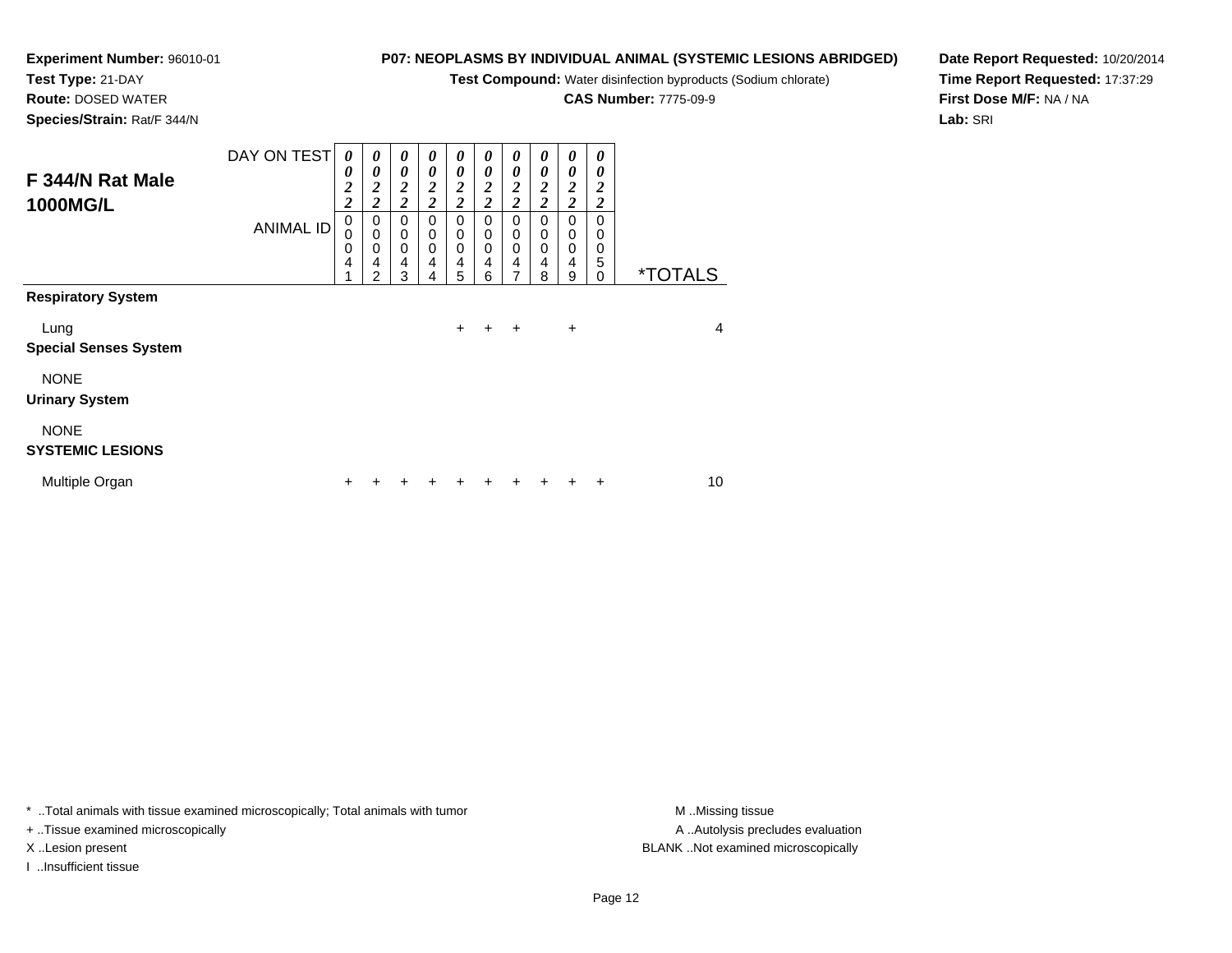**Experiment Number:** 96010-01
**Test Type:** 21-DAY
**Route:** DOSED WATER
**Species/Strain:** Rat/F 344/N

**P07: NEOPLASMS BY INDIVIDUAL ANIMAL (SYSTEMIC LESIONS ABRIDGED)**
**Test Compound:** Water disinfection byproducts (Sodium chlorate)
**CAS Number:** 7775-09-9

**Date Report Requested:** 10/20/2014
**Time Report Requested:** 17:37:29
**First Dose M/F:** NA / NA
**Lab:** SRI

## F 344/N Rat Male 1000MG/L

| DAY ON TEST | 0022 | 0022 | 0022 | 0022 | 0022 | 0022 | 0022 | 0022 | 0022 | 0022 | |
|---|---|---|---|---|---|---|---|---|---|---|---|
| ANIMAL ID | 00041 | 00042 | 00043 | 00044 | 00045 | 00046 | 00047 | 00048 | 00049 | 00050 | *TOTALS |
| **Respiratory System** | | | | | | | | | | | |
| Lung | | | | | + | + | + | | + | | 4 |
| **Special Senses System** | | | | | | | | | | | |
| NONE | | | | | | | | | | | |
| **Urinary System** | | | | | | | | | | | |
| NONE | | | | | | | | | | | |
| **SYSTEMIC LESIONS** | | | | | | | | | | | |
| Multiple Organ | + | + | + | + | + | + | + | + | + | + | 10 |

* ..Total animals with tissue examined microscopically; Total animals with tumor
+ ..Tissue examined microscopically
X ..Lesion present
I ..Insufficient tissue

M ..Missing tissue
A ..Autolysis precludes evaluation
BLANK ..Not examined microscopically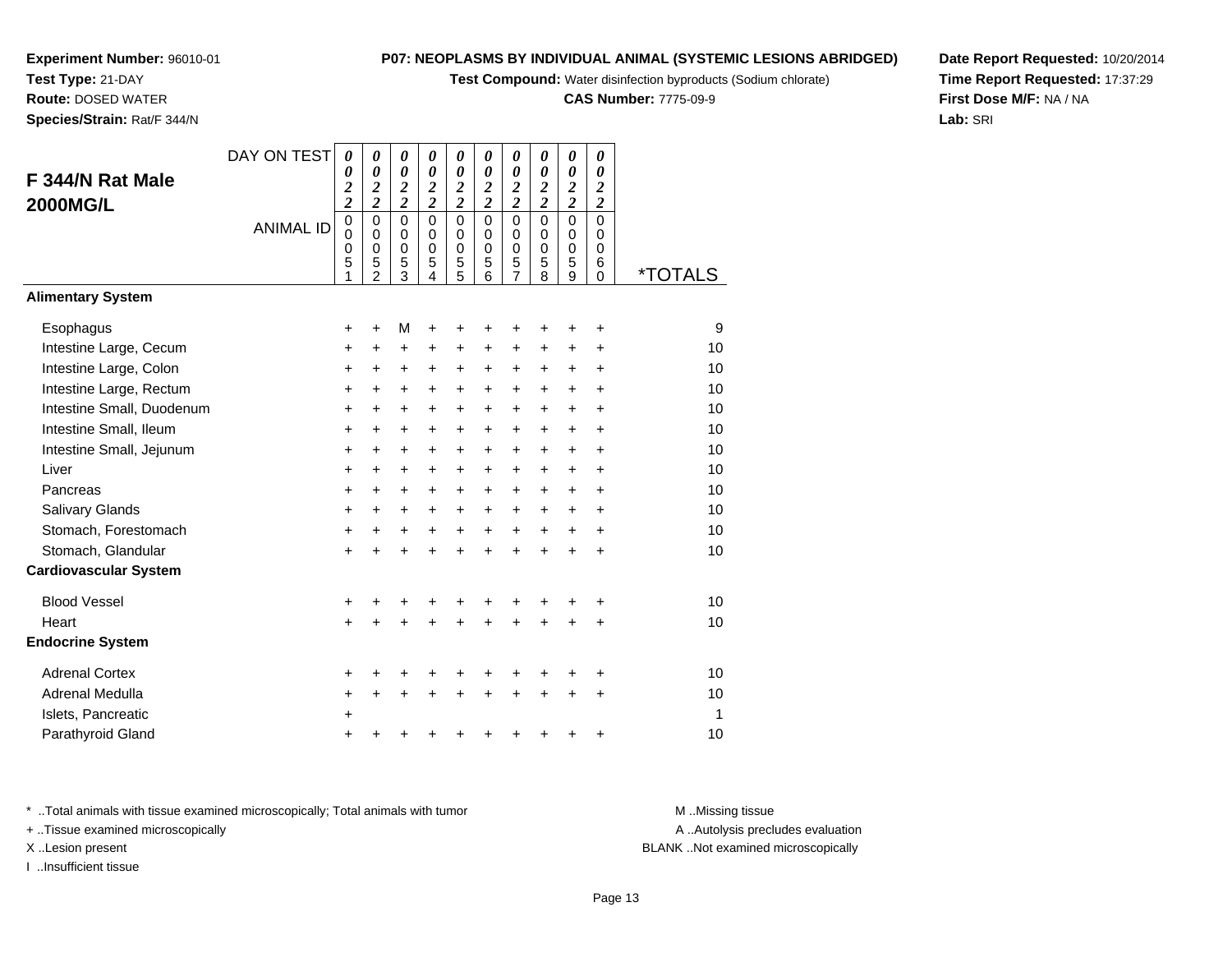**Experiment Number:** 96010-01
**Test Type:** 21-DAY
**Route:** DOSED WATER
**Species/Strain:** Rat/F 344/N

**P07: NEOPLASMS BY INDIVIDUAL ANIMAL (SYSTEMIC LESIONS ABRIDGED)**
**Test Compound:** Water disinfection byproducts (Sodium chlorate)
**CAS Number:** 7775-09-9

**Date Report Requested:** 10/20/2014
**Time Report Requested:** 17:37:29
**First Dose M/F:** NA / NA
**Lab:** SRI

## F 344/N Rat Male 2000MG/L

| DAY ON TEST | 0022 | 0022 | 0022 | 0022 | 0022 | 0022 | 0022 | 0022 | 0022 | 0022 | |
|---|---|---|---|---|---|---|---|---|---|---|---|
| ANIMAL ID | 00051 | 00052 | 00053 | 00054 | 00055 | 00056 | 00057 | 00058 | 00059 | 00060 | *TOTALS |
| **Alimentary System** | | | | | | | | | | | |
| Esophagus | + | + | M | + | + | + | + | + | + | + | 9 |
| Intestine Large, Cecum | + | + | + | + | + | + | + | + | + | + | 10 |
| Intestine Large, Colon | + | + | + | + | + | + | + | + | + | + | 10 |
| Intestine Large, Rectum | + | + | + | + | + | + | + | + | + | + | 10 |
| Intestine Small, Duodenum | + | + | + | + | + | + | + | + | + | + | 10 |
| Intestine Small, Ileum | + | + | + | + | + | + | + | + | + | + | 10 |
| Intestine Small, Jejunum | + | + | + | + | + | + | + | + | + | + | 10 |
| Liver | + | + | + | + | + | + | + | + | + | + | 10 |
| Pancreas | + | + | + | + | + | + | + | + | + | + | 10 |
| Salivary Glands | + | + | + | + | + | + | + | + | + | + | 10 |
| Stomach, Forestomach | + | + | + | + | + | + | + | + | + | + | 10 |
| Stomach, Glandular | + | + | + | + | + | + | + | + | + | + | 10 |
| **Cardiovascular System** | | | | | | | | | | | |
| Blood Vessel | + | + | + | + | + | + | + | + | + | + | 10 |
| Heart | + | + | + | + | + | + | + | + | + | + | 10 |
| **Endocrine System** | | | | | | | | | | | |
| Adrenal Cortex | + | + | + | + | + | + | + | + | + | + | 10 |
| Adrenal Medulla | + | + | + | + | + | + | + | + | + | + | 10 |
| Islets, Pancreatic | + | | | | | | | | | | 1 |
| Parathyroid Gland | + | + | + | + | + | + | + | + | + | + | 10 |

* ..Total animals with tissue examined microscopically; Total animals with tumor
+ ..Tissue examined microscopically
X ..Lesion present
I ..Insufficient tissue

M ..Missing tissue
A ..Autolysis precludes evaluation
BLANK ..Not examined microscopically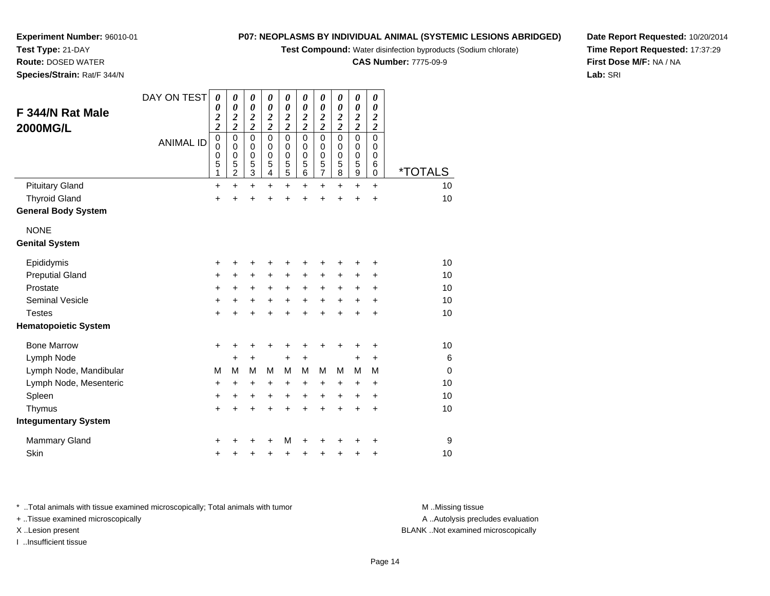**Experiment Number:** 96010-01
**Test Type:** 21-DAY
**Route:** DOSED WATER
**Species/Strain:** Rat/F 344/N

**P07: NEOPLASMS BY INDIVIDUAL ANIMAL (SYSTEMIC LESIONS ABRIDGED)**
**Test Compound:** Water disinfection byproducts (Sodium chlorate)
**CAS Number:** 7775-09-9

**Date Report Requested:** 10/20/2014
**Time Report Requested:** 17:37:29
**First Dose M/F:** NA / NA
**Lab:** SRI

## F 344/N Rat Male 2000MG/L

| DAY ON TEST | 0022 | 0022 | 0022 | 0022 | 0022 | 0022 | 0022 | 0022 | 0022 | 0022 | |
|---|---|---|---|---|---|---|---|---|---|---|---|
| ANIMAL ID | 00051 | 00052 | 00053 | 00054 | 00055 | 00056 | 00057 | 00058 | 00059 | 00060 | *TOTALS |
| Pituitary Gland | + | + | + | + | + | + | + | + | + | + | 10 |
| Thyroid Gland | + | + | + | + | + | + | + | + | + | + | 10 |
| **General Body System** | | | | | | | | | | | |
| NONE | | | | | | | | | | | |
| **Genital System** | | | | | | | | | | | |
| Epididymis | + | + | + | + | + | + | + | + | + | + | 10 |
| Preputial Gland | + | + | + | + | + | + | + | + | + | + | 10 |
| Prostate | + | + | + | + | + | + | + | + | + | + | 10 |
| Seminal Vesicle | + | + | + | + | + | + | + | + | + | + | 10 |
| Testes | + | + | + | + | + | + | + | + | + | + | 10 |
| **Hematopoietic System** | | | | | | | | | | | |
| Bone Marrow | + | + | + | + | + | + | + | + | + | + | 10 |
| Lymph Node | | + | + | | + | + | | | + | + | 6 |
| Lymph Node, Mandibular | M | M | M | M | M | M | M | M | M | M | 0 |
| Lymph Node, Mesenteric | + | + | + | + | + | + | + | + | + | + | 10 |
| Spleen | + | + | + | + | + | + | + | + | + | + | 10 |
| Thymus | + | + | + | + | + | + | + | + | + | + | 10 |
| **Integumentary System** | | | | | | | | | | | |
| Mammary Gland | + | + | + | + | M | + | + | + | + | + | 9 |
| Skin | + | + | + | + | + | + | + | + | + | + | 10 |

\* ..Total animals with tissue examined microscopically; Total animals with tumor
\+ ..Tissue examined microscopically
X ..Lesion present
I ..Insufficient tissue

M ..Missing tissue
A ..Autolysis precludes evaluation
BLANK ..Not examined microscopically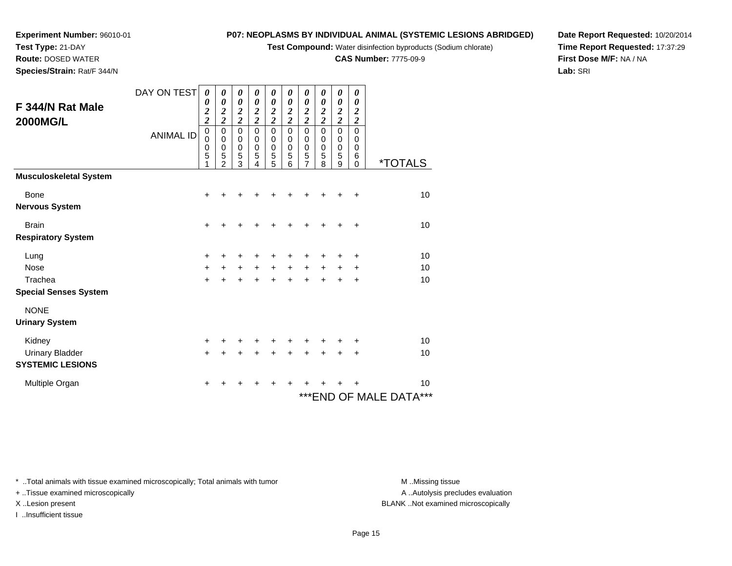**Experiment Number:** 96010-01
**Test Type:** 21-DAY
**Route:** DOSED WATER
**Species/Strain:** Rat/F 344/N

**P07: NEOPLASMS BY INDIVIDUAL ANIMAL (SYSTEMIC LESIONS ABRIDGED)**
**Test Compound:** Water disinfection byproducts (Sodium chlorate)
**CAS Number:** 7775-09-9

**Date Report Requested:** 10/20/2014
**Time Report Requested:** 17:37:29
**First Dose M/F:** NA / NA
**Lab:** SRI

## F 344/N Rat Male 2000MG/L

| DAY ON TEST | 0022 | 0022 | 0022 | 0022 | 0022 | 0022 | 0022 | 0022 | 0022 | 0022 | |
|---|---|---|---|---|---|---|---|---|---|---|---|
| **ANIMAL ID** | 00051 | 00052 | 00053 | 00054 | 00055 | 00056 | 00057 | 00058 | 00059 | 00060 | ***TOTALS** |
| **Musculoskeletal System** | | | | | | | | | | | |
| Bone | + | + | + | + | + | + | + | + | + | + | 10 |
| **Nervous System** | | | | | | | | | | | |
| Brain | + | + | + | + | + | + | + | + | + | + | 10 |
| **Respiratory System** | | | | | | | | | | | |
| Lung | + | + | + | + | + | + | + | + | + | + | 10 |
| Nose | + | + | + | + | + | + | + | + | + | + | 10 |
| Trachea | + | + | + | + | + | + | + | + | + | + | 10 |
| **Special Senses System** | | | | | | | | | | | |
| NONE | | | | | | | | | | | |
| **Urinary System** | | | | | | | | | | | |
| Kidney | + | + | + | + | + | + | + | + | + | + | 10 |
| Urinary Bladder | + | + | + | + | + | + | + | + | + | + | 10 |
| **SYSTEMIC LESIONS** | | | | | | | | | | | |
| Multiple Organ | + | + | + | + | + | + | + | + | + | + | 10 |

***END OF MALE DATA***

* ..Total animals with tissue examined microscopically; Total animals with tumor
+ ..Tissue examined microscopically
X ..Lesion present
I ..Insufficient tissue

M ..Missing tissue
A ..Autolysis precludes evaluation
BLANK ..Not examined microscopically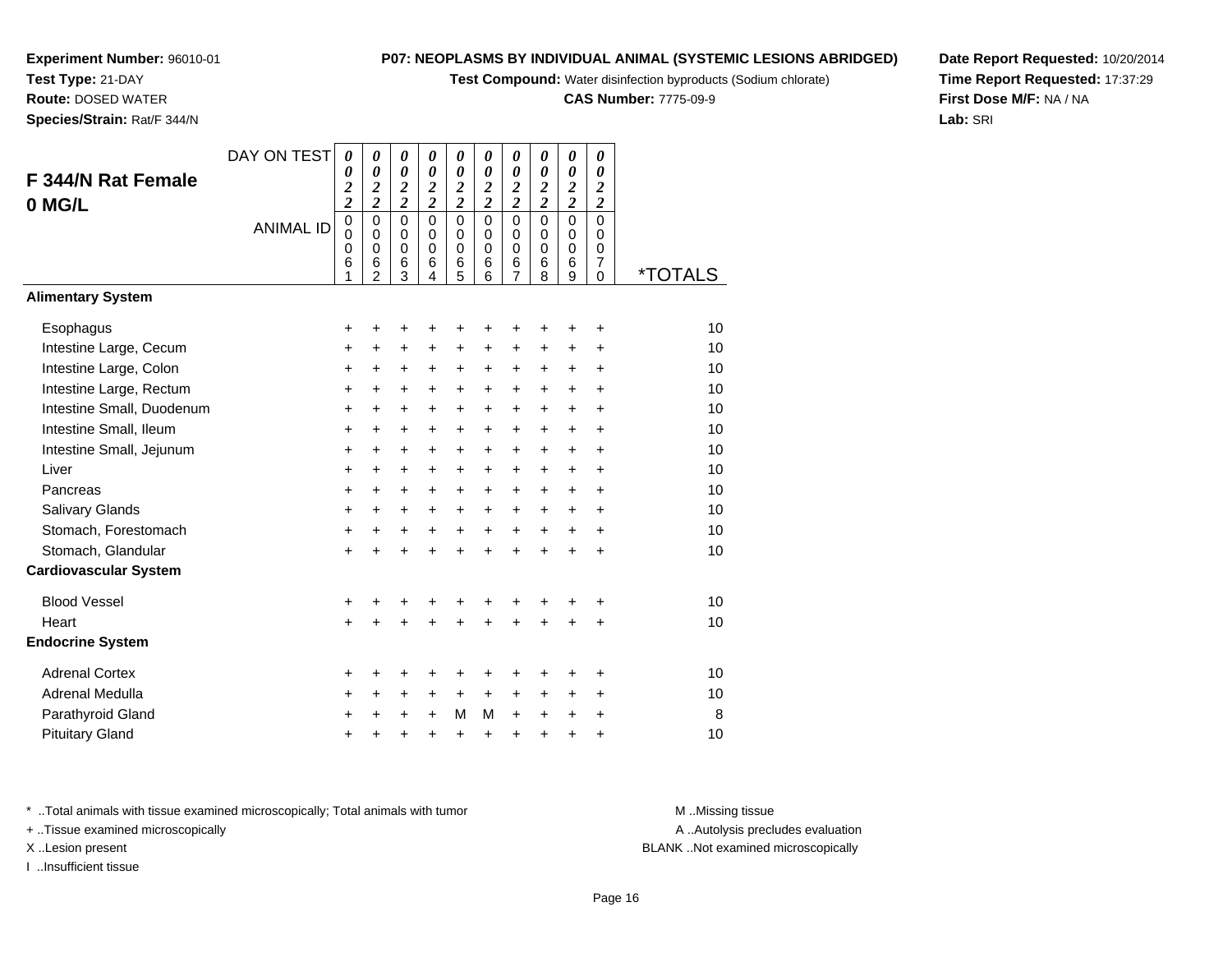**Experiment Number:** 96010-01
**Test Type:** 21-DAY
**Route:** DOSED WATER
**Species/Strain:** Rat/F 344/N

**P07: NEOPLASMS BY INDIVIDUAL ANIMAL (SYSTEMIC LESIONS ABRIDGED)**
**Test Compound:** Water disinfection byproducts (Sodium chlorate)
**CAS Number:** 7775-09-9

**Date Report Requested:** 10/20/2014
**Time Report Requested:** 17:37:29
**First Dose M/F:** NA / NA
**Lab:** SRI

## F 344/N Rat Female 0 MG/L

| DAY ON TEST | 0022 | 0022 | 0022 | 0022 | 0022 | 0022 | 0022 | 0022 | 0022 | 0022 | |
|---|---|---|---|---|---|---|---|---|---|---|---|
| ANIMAL ID | 00061 | 00062 | 00063 | 00064 | 00065 | 00066 | 00067 | 00068 | 00069 | 00070 | *TOTALS |
| **Alimentary System** | | | | | | | | | | | |
| Esophagus | + | + | + | + | + | + | + | + | + | + | 10 |
| Intestine Large, Cecum | + | + | + | + | + | + | + | + | + | + | 10 |
| Intestine Large, Colon | + | + | + | + | + | + | + | + | + | + | 10 |
| Intestine Large, Rectum | + | + | + | + | + | + | + | + | + | + | 10 |
| Intestine Small, Duodenum | + | + | + | + | + | + | + | + | + | + | 10 |
| Intestine Small, Ileum | + | + | + | + | + | + | + | + | + | + | 10 |
| Intestine Small, Jejunum | + | + | + | + | + | + | + | + | + | + | 10 |
| Liver | + | + | + | + | + | + | + | + | + | + | 10 |
| Pancreas | + | + | + | + | + | + | + | + | + | + | 10 |
| Salivary Glands | + | + | + | + | + | + | + | + | + | + | 10 |
| Stomach, Forestomach | + | + | + | + | + | + | + | + | + | + | 10 |
| Stomach, Glandular | + | + | + | + | + | + | + | + | + | + | 10 |
| **Cardiovascular System** | | | | | | | | | | | |
| Blood Vessel | + | + | + | + | + | + | + | + | + | + | 10 |
| Heart | + | + | + | + | + | + | + | + | + | + | 10 |
| **Endocrine System** | | | | | | | | | | | |
| Adrenal Cortex | + | + | + | + | + | + | + | + | + | + | 10 |
| Adrenal Medulla | + | + | + | + | + | + | + | + | + | + | 10 |
| Parathyroid Gland | + | + | + | + | M | M | + | + | + | + | 8 |
| Pituitary Gland | + | + | + | + | + | + | + | + | + | + | 10 |

* ..Total animals with tissue examined microscopically; Total animals with tumor
+ ..Tissue examined microscopically
X ..Lesion present
I ..Insufficient tissue

M ..Missing tissue
A ..Autolysis precludes evaluation
BLANK ..Not examined microscopically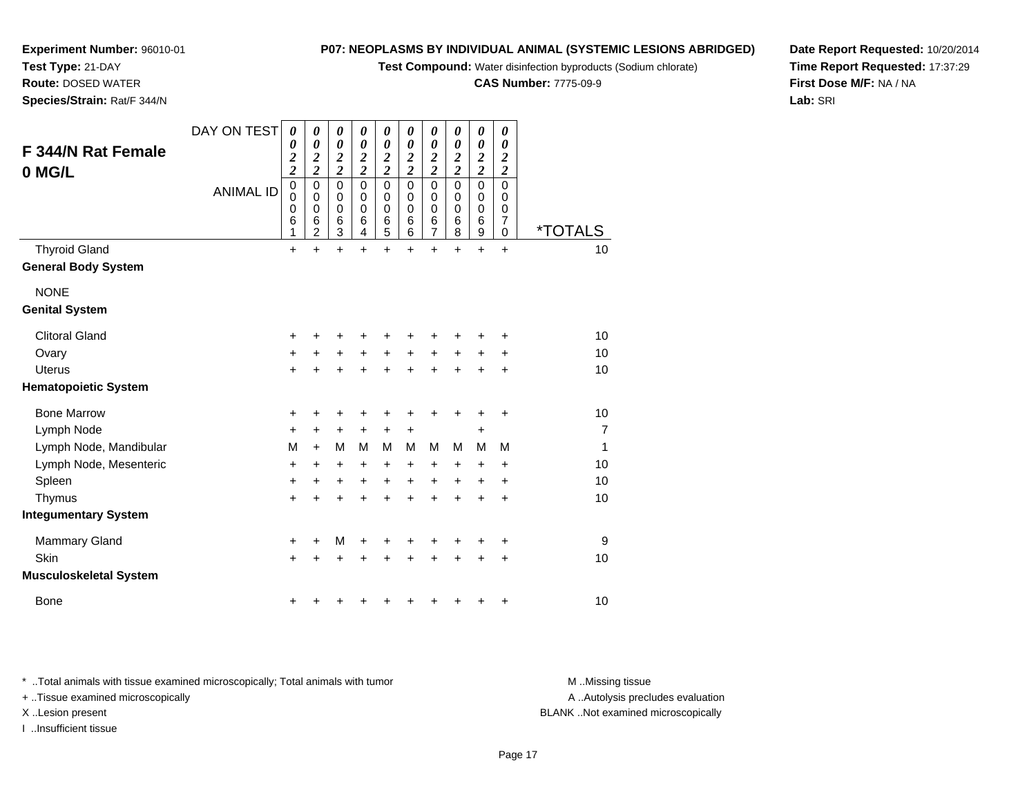**Experiment Number:** 96010-01
**Test Type:** 21-DAY
**Route:** DOSED WATER
**Species/Strain:** Rat/F 344/N

**P07: NEOPLASMS BY INDIVIDUAL ANIMAL (SYSTEMIC LESIONS ABRIDGED)**
**Test Compound:** Water disinfection byproducts (Sodium chlorate)
**CAS Number:** 7775-09-9

**Date Report Requested:** 10/20/2014
**Time Report Requested:** 17:37:29
**First Dose M/F:** NA / NA
**Lab:** SRI

## F 344/N Rat Female 0 MG/L

| DAY ON TEST | 0022 | 0022 | 0022 | 0022 | 0022 | 0022 | 0022 | 0022 | 0022 | 0022 | |
|---|---|---|---|---|---|---|---|---|---|---|---|
| ANIMAL ID | 00061 | 00062 | 00063 | 00064 | 00065 | 00066 | 00067 | 00068 | 00069 | 00070 | *TOTALS |
| Thyroid Gland | + | + | + | + | + | + | + | + | + | + | 10 |
| **General Body System** | | | | | | | | | | | |
| NONE | | | | | | | | | | | |
| **Genital System** | | | | | | | | | | | |
| Clitoral Gland | + | + | + | + | + | + | + | + | + | + | 10 |
| Ovary | + | + | + | + | + | + | + | + | + | + | 10 |
| Uterus | + | + | + | + | + | + | + | + | + | + | 10 |
| **Hematopoietic System** | | | | | | | | | | | |
| Bone Marrow | + | + | + | + | + | + | + | + | + | + | 10 |
| Lymph Node | + | + | + | + | + | + | | | + | | 7 |
| Lymph Node, Mandibular | M | + | M | M | M | M | M | M | M | M | 1 |
| Lymph Node, Mesenteric | + | + | + | + | + | + | + | + | + | + | 10 |
| Spleen | + | + | + | + | + | + | + | + | + | + | 10 |
| Thymus | + | + | + | + | + | + | + | + | + | + | 10 |
| **Integumentary System** | | | | | | | | | | | |
| Mammary Gland | + | + | M | + | + | + | + | + | + | + | 9 |
| Skin | + | + | + | + | + | + | + | + | + | + | 10 |
| **Musculoskeletal System** | | | | | | | | | | | |
| Bone | + | + | + | + | + | + | + | + | + | + | 10 |

* ..Total animals with tissue examined microscopically; Total animals with tumor
+ ..Tissue examined microscopically
X ..Lesion present
I ..Insufficient tissue

M ..Missing tissue
A ..Autolysis precludes evaluation
BLANK ..Not examined microscopically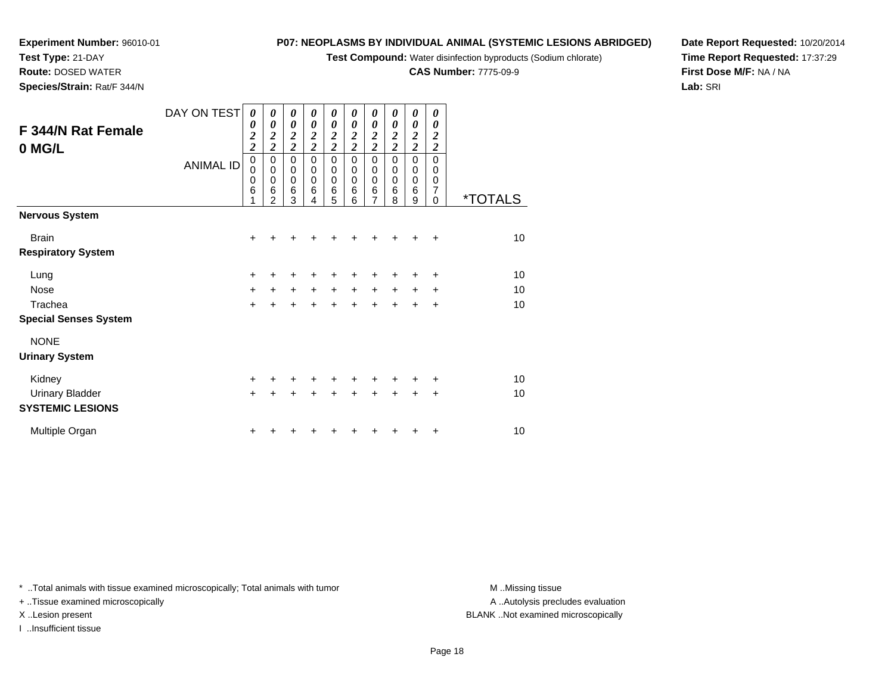**Experiment Number:** 96010-01
**Test Type:** 21-DAY
**Route:** DOSED WATER
**Species/Strain:** Rat/F 344/N

**P07: NEOPLASMS BY INDIVIDUAL ANIMAL (SYSTEMIC LESIONS ABRIDGED)**
**Test Compound:** Water disinfection byproducts (Sodium chlorate)
**CAS Number:** 7775-09-9

**Date Report Requested:** 10/20/2014
**Time Report Requested:** 17:37:29
**First Dose M/F:** NA / NA
**Lab:** SRI

## F 344/N Rat Female 0 MG/L

| DAY ON TEST | 0022 | 0022 | 0022 | 0022 | 0022 | 0022 | 0022 | 0022 | 0022 | 0022 | |
|---|---|---|---|---|---|---|---|---|---|---|---|
| ANIMAL ID | 00061 | 00062 | 00063 | 00064 | 00065 | 00066 | 00067 | 00068 | 00069 | 00070 | *TOTALS |
| **Nervous System** | | | | | | | | | | | |
| Brain | + | + | + | + | + | + | + | + | + | + | 10 |
| **Respiratory System** | | | | | | | | | | | |
| Lung | + | + | + | + | + | + | + | + | + | + | 10 |
| Nose | + | + | + | + | + | + | + | + | + | + | 10 |
| Trachea | + | + | + | + | + | + | + | + | + | + | 10 |
| **Special Senses System** | | | | | | | | | | | |
| NONE | | | | | | | | | | | |
| **Urinary System** | | | | | | | | | | | |
| Kidney | + | + | + | + | + | + | + | + | + | + | 10 |
| Urinary Bladder | + | + | + | + | + | + | + | + | + | + | 10 |
| **SYSTEMIC LESIONS** | | | | | | | | | | | |
| Multiple Organ | + | + | + | + | + | + | + | + | + | + | 10 |

* ..Total animals with tissue examined microscopically; Total animals with tumor
+ ..Tissue examined microscopically
X ..Lesion present
I ..Insufficient tissue

M ..Missing tissue
A ..Autolysis precludes evaluation
BLANK ..Not examined microscopically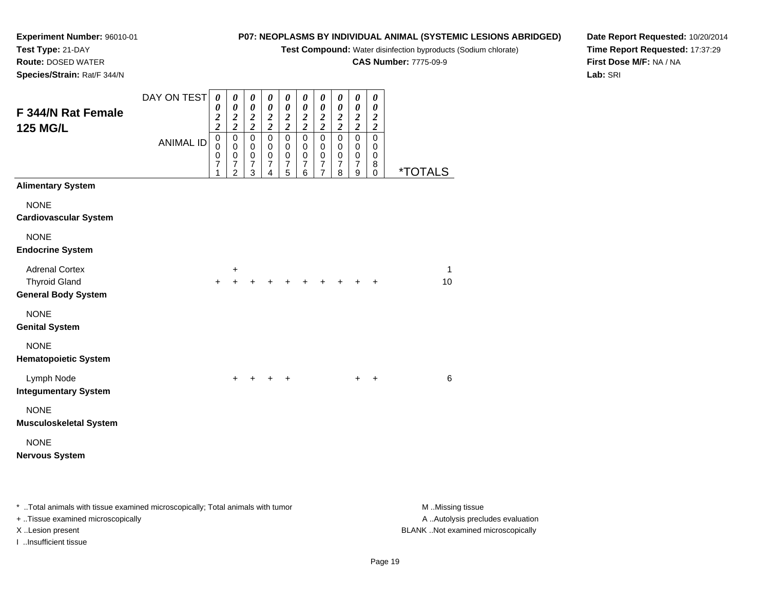**Experiment Number:** 96010-01
**Test Type:** 21-DAY
**Route:** DOSED WATER
**Species/Strain:** Rat/F 344/N

**P07: NEOPLASMS BY INDIVIDUAL ANIMAL (SYSTEMIC LESIONS ABRIDGED)**
**Test Compound:** Water disinfection byproducts (Sodium chlorate)
**CAS Number:** 7775-09-9

**Date Report Requested:** 10/20/2014
**Time Report Requested:** 17:37:29
**First Dose M/F:** NA / NA
**Lab:** SRI

## F 344/N Rat Female 125 MG/L

| DAY ON TEST | 0022 | 0022 | 0022 | 0022 | 0022 | 0022 | 0022 | 0022 | 0022 | 0022 | |
|---|---|---|---|---|---|---|---|---|---|---|---|
| ANIMAL ID | 00071 | 00072 | 00073 | 00074 | 00075 | 00076 | 00077 | 00078 | 00079 | 00080 | *TOTALS |
| **Alimentary System** | | | | | | | | | | | |
| NONE | | | | | | | | | | | |
| **Cardiovascular System** | | | | | | | | | | | |
| NONE | | | | | | | | | | | |
| **Endocrine System** | | | | | | | | | | | |
| Adrenal Cortex | | + | | | | | | | | | 1 |
| Thyroid Gland | + | + | + | + | + | + | + | + | + | + | 10 |
| **General Body System** | | | | | | | | | | | |
| NONE | | | | | | | | | | | |
| **Genital System** | | | | | | | | | | | |
| NONE | | | | | | | | | | | |
| **Hematopoietic System** | | | | | | | | | | | |
| Lymph Node | | + | + | + | + | | | | + | + | 6 |
| **Integumentary System** | | | | | | | | | | | |
| NONE | | | | | | | | | | | |
| **Musculoskeletal System** | | | | | | | | | | | |
| NONE | | | | | | | | | | | |
| **Nervous System** | | | | | | | | | | | |

* ..Total animals with tissue examined microscopically; Total animals with tumor
+ ..Tissue examined microscopically
X ..Lesion present
I ..Insufficient tissue

M ..Missing tissue
A ..Autolysis precludes evaluation
BLANK ..Not examined microscopically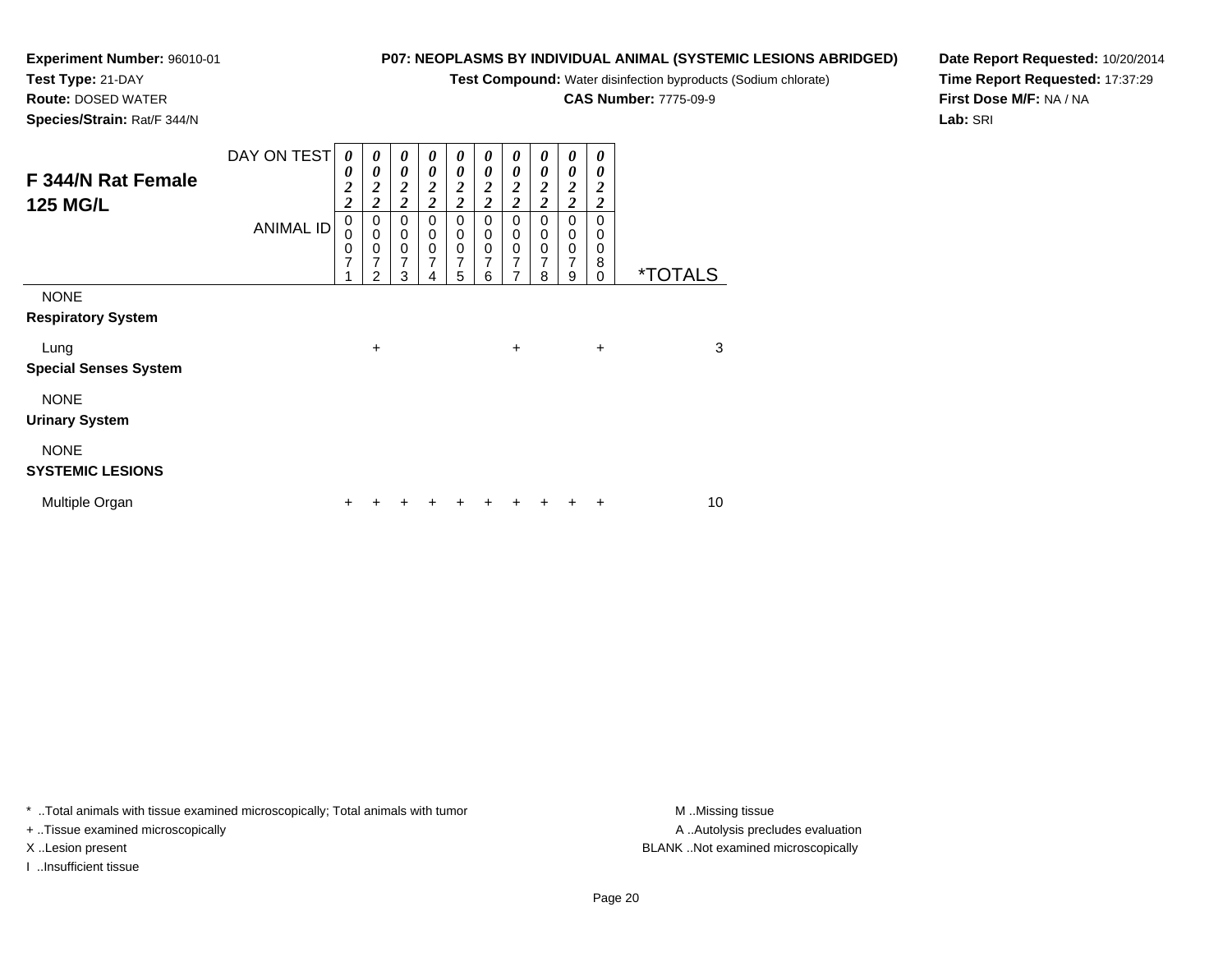**Experiment Number:** 96010-01
**Test Type:** 21-DAY
**Route:** DOSED WATER
**Species/Strain:** Rat/F 344/N

**P07: NEOPLASMS BY INDIVIDUAL ANIMAL (SYSTEMIC LESIONS ABRIDGED)**
**Test Compound:** Water disinfection byproducts (Sodium chlorate)
**CAS Number:** 7775-09-9

**Date Report Requested:** 10/20/2014
**Time Report Requested:** 17:37:29
**First Dose M/F:** NA / NA
**Lab:** SRI

## F 344/N Rat Female 125 MG/L

| DAY ON TEST | 0022 | 0022 | 0022 | 0022 | 0022 | 0022 | 0022 | 0022 | 0022 | 0022 | |
|---|---|---|---|---|---|---|---|---|---|---|---|
| ANIMAL ID | 00071 | 00072 | 00073 | 00074 | 00075 | 00076 | 00077 | 00078 | 00079 | 00080 | *TOTALS |
| NONE | | | | | | | | | | | |
| **Respiratory System** | | | | | | | | | | | |
| Lung | | + | | | | | + | | | + | 3 |
| **Special Senses System** | | | | | | | | | | | |
| NONE | | | | | | | | | | | |
| **Urinary System** | | | | | | | | | | | |
| NONE | | | | | | | | | | | |
| **SYSTEMIC LESIONS** | | | | | | | | | | | |
| Multiple Organ | + | + | + | + | + | + | + | + | + | + | 10 |

* ..Total animals with tissue examined microscopically; Total animals with tumor
+ ..Tissue examined microscopically
X ..Lesion present
I ..Insufficient tissue

M ..Missing tissue
A ..Autolysis precludes evaluation
BLANK ..Not examined microscopically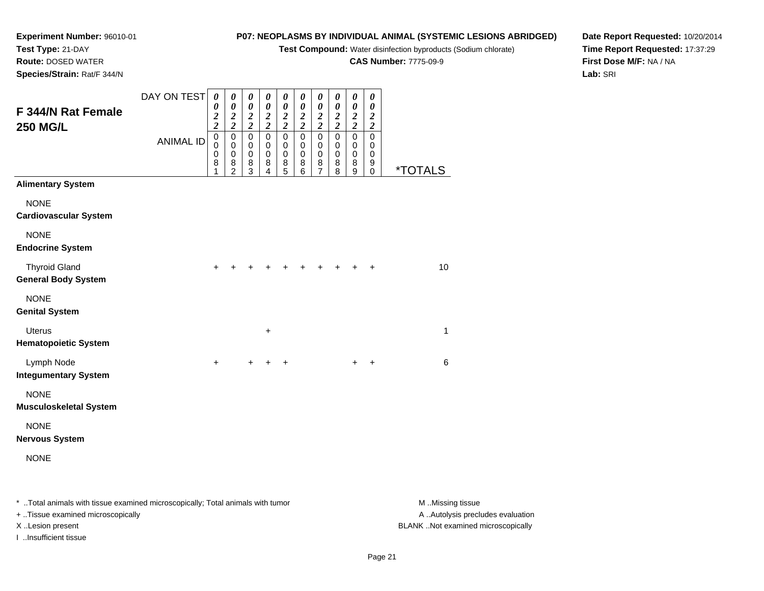**Experiment Number:** 96010-01
**Test Type:** 21-DAY
**Route:** DOSED WATER
**Species/Strain:** Rat/F 344/N

**P07: NEOPLASMS BY INDIVIDUAL ANIMAL (SYSTEMIC LESIONS ABRIDGED)**
**Test Compound:** Water disinfection byproducts (Sodium chlorate)
**CAS Number:** 7775-09-9

**Date Report Requested:** 10/20/2014
**Time Report Requested:** 17:37:29
**First Dose M/F:** NA / NA
**Lab:** SRI

## F 344/N Rat Female 250 MG/L

| DAY ON TEST | 0022 | 0022 | 0022 | 0022 | 0022 | 0022 | 0022 | 0022 | 0022 | 0022 | |
|---|---|---|---|---|---|---|---|---|---|---|---|
| ANIMAL ID | 00081 | 00082 | 00083 | 00084 | 00085 | 00086 | 00087 | 00088 | 00089 | 00090 | *TOTALS |
| **Alimentary System** | | | | | | | | | | | |
| NONE | | | | | | | | | | | |
| **Cardiovascular System** | | | | | | | | | | | |
| NONE | | | | | | | | | | | |
| **Endocrine System** | | | | | | | | | | | |
| Thyroid Gland | + | + | + | + | + | + | + | + | + | + | 10 |
| **General Body System** | | | | | | | | | | | |
| NONE | | | | | | | | | | | |
| **Genital System** | | | | | | | | | | | |
| Uterus | | | | + | | | | | | | 1 |
| **Hematopoietic System** | | | | | | | | | | | |
| Lymph Node | + | | + | + | + | | | | + | + | 6 |
| **Integumentary System** | | | | | | | | | | | |
| NONE | | | | | | | | | | | |
| **Musculoskeletal System** | | | | | | | | | | | |
| NONE | | | | | | | | | | | |
| **Nervous System** | | | | | | | | | | | |
| NONE | | | | | | | | | | | |

* ..Total animals with tissue examined microscopically; Total animals with tumor
+ ..Tissue examined microscopically
X ..Lesion present
I ..Insufficient tissue

M ..Missing tissue
A ..Autolysis precludes evaluation
BLANK ..Not examined microscopically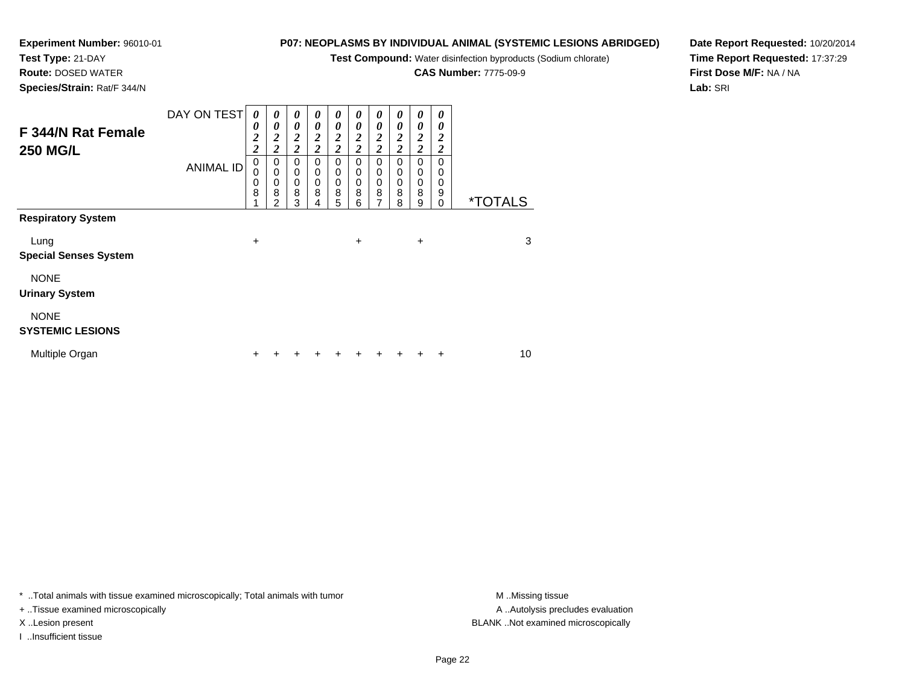**Experiment Number:** 96010-01
**Test Type:** 21-DAY
**Route:** DOSED WATER
**Species/Strain:** Rat/F 344/N

**P07: NEOPLASMS BY INDIVIDUAL ANIMAL (SYSTEMIC LESIONS ABRIDGED)**
**Test Compound:** Water disinfection byproducts (Sodium chlorate)
**CAS Number:** 7775-09-9

**Date Report Requested:** 10/20/2014
**Time Report Requested:** 17:37:29
**First Dose M/F:** NA / NA
**Lab:** SRI

## F 344/N Rat Female 250 MG/L

| DAY ON TEST | 0022 | 0022 | 0022 | 0022 | 0022 | 0022 | 0022 | 0022 | 0022 | 0022 | |
|---|---|---|---|---|---|---|---|---|---|---|---|
| ANIMAL ID | 00081 | 00082 | 00083 | 00084 | 00085 | 00086 | 00087 | 00088 | 00089 | 00090 | *TOTALS |
| **Respiratory System** | | | | | | | | | | | |
| Lung | + | | | | | + | | | + | | 3 |
| **Special Senses System** | | | | | | | | | | | |
| NONE | | | | | | | | | | | |
| **Urinary System** | | | | | | | | | | | |
| NONE | | | | | | | | | | | |
| **SYSTEMIC LESIONS** | | | | | | | | | | | |
| Multiple Organ | + | + | + | + | + | + | + | + | + | + | 10 |

\* ..Total animals with tissue examined microscopically; Total animals with tumor
\+ ..Tissue examined microscopically
X ..Lesion present
I ..Insufficient tissue

M ..Missing tissue
A ..Autolysis precludes evaluation
BLANK ..Not examined microscopically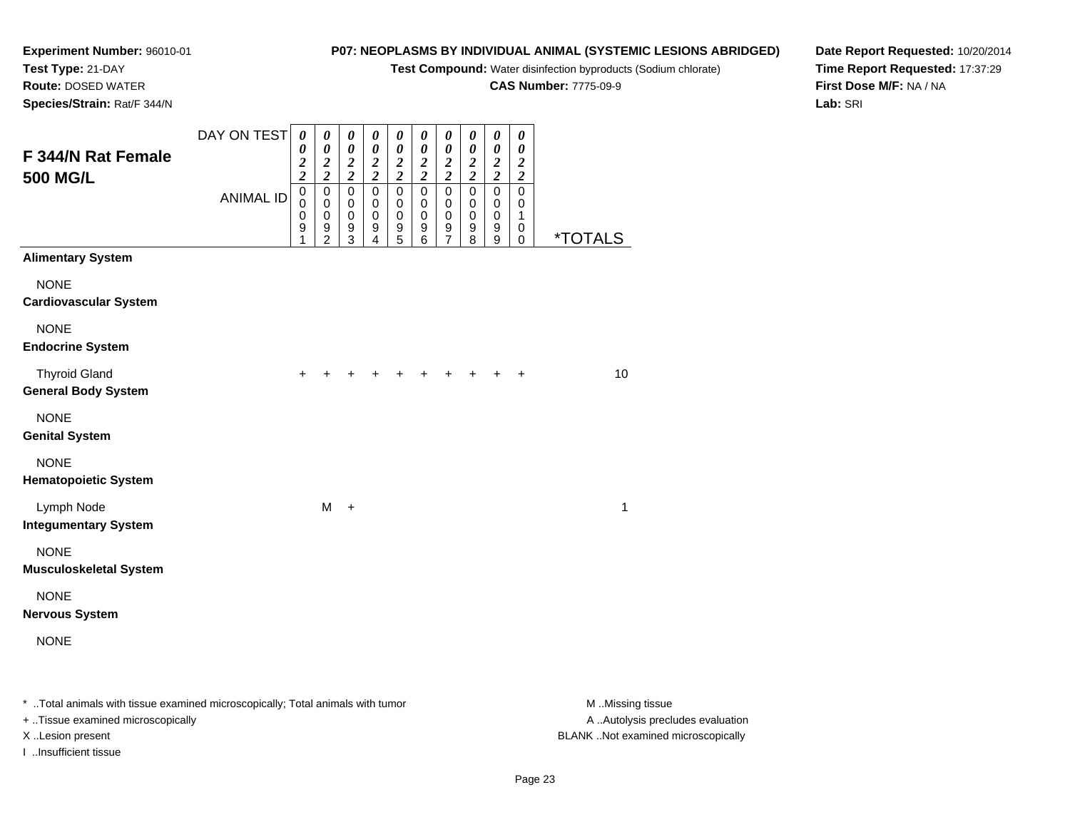**Experiment Number:** 96010-01
**Test Type:** 21-DAY
**Route:** DOSED WATER
**Species/Strain:** Rat/F 344/N

**P07: NEOPLASMS BY INDIVIDUAL ANIMAL (SYSTEMIC LESIONS ABRIDGED)**
**Test Compound:** Water disinfection byproducts (Sodium chlorate)
**CAS Number:** 7775-09-9

**Date Report Requested:** 10/20/2014
**Time Report Requested:** 17:37:29
**First Dose M/F:** NA / NA
**Lab:** SRI

## F 344/N Rat Female 500 MG/L

| DAY ON TEST | 0022 | 0022 | 0022 | 0022 | 0022 | 0022 | 0022 | 0022 | 0022 | 0022 | |
|---|---|---|---|---|---|---|---|---|---|---|---|
| ANIMAL ID | 00091 | 00092 | 00093 | 00094 | 00095 | 00096 | 00097 | 00098 | 00099 | 00100 | *TOTALS |
| **Alimentary System** | | | | | | | | | | | |
| NONE | | | | | | | | | | | |
| **Cardiovascular System** | | | | | | | | | | | |
| NONE | | | | | | | | | | | |
| **Endocrine System** | | | | | | | | | | | |
| Thyroid Gland | + | + | + | + | + | + | + | + | + | + | 10 |
| **General Body System** | | | | | | | | | | | |
| NONE | | | | | | | | | | | |
| **Genital System** | | | | | | | | | | | |
| NONE | | | | | | | | | | | |
| **Hematopoietic System** | | | | | | | | | | | |
| Lymph Node | | M | + | | | | | | | | 1 |
| **Integumentary System** | | | | | | | | | | | |
| NONE | | | | | | | | | | | |
| **Musculoskeletal System** | | | | | | | | | | | |
| NONE | | | | | | | | | | | |
| **Nervous System** | | | | | | | | | | | |
| NONE | | | | | | | | | | | |

* ..Total animals with tissue examined microscopically; Total animals with tumor
+ ..Tissue examined microscopically
X ..Lesion present
I ..Insufficient tissue

M ..Missing tissue
A ..Autolysis precludes evaluation
BLANK ..Not examined microscopically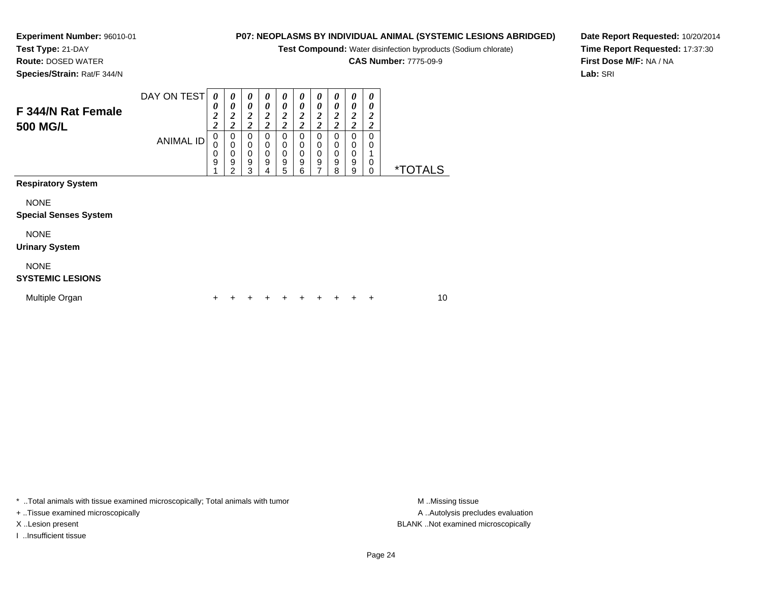**Experiment Number:** 96010-01
**Test Type:** 21-DAY
**Route:** DOSED WATER
**Species/Strain:** Rat/F 344/N

**P07: NEOPLASMS BY INDIVIDUAL ANIMAL (SYSTEMIC LESIONS ABRIDGED)**
**Test Compound:** Water disinfection byproducts (Sodium chlorate)
**CAS Number:** 7775-09-9

**Date Report Requested:** 10/20/2014
**Time Report Requested:** 17:37:30
**First Dose M/F:** NA / NA
**Lab:** SRI

## F 344/N Rat Female 500 MG/L

| DAY ON TEST | 0022 | 0022 | 0022 | 0022 | 0022 | 0022 | 0022 | 0022 | 0022 | 0022 | |
|---|---|---|---|---|---|---|---|---|---|---|---|
| ANIMAL ID | 00091 | 00092 | 00093 | 00094 | 00095 | 00096 | 00097 | 00098 | 00099 | 00100 | *TOTALS |
| **Respiratory System** | | | | | | | | | | | |
| NONE | | | | | | | | | | | |
| **Special Senses System** | | | | | | | | | | | |
| NONE | | | | | | | | | | | |
| **Urinary System** | | | | | | | | | | | |
| NONE | | | | | | | | | | | |
| **SYSTEMIC LESIONS** | | | | | | | | | | | |
| Multiple Organ | + | + | + | + | + | + | + | + | + | + | 10 |

* ..Total animals with tissue examined microscopically; Total animals with tumor
+ ..Tissue examined microscopically
X ..Lesion present
I ..Insufficient tissue

M ..Missing tissue
A ..Autolysis precludes evaluation
BLANK ..Not examined microscopically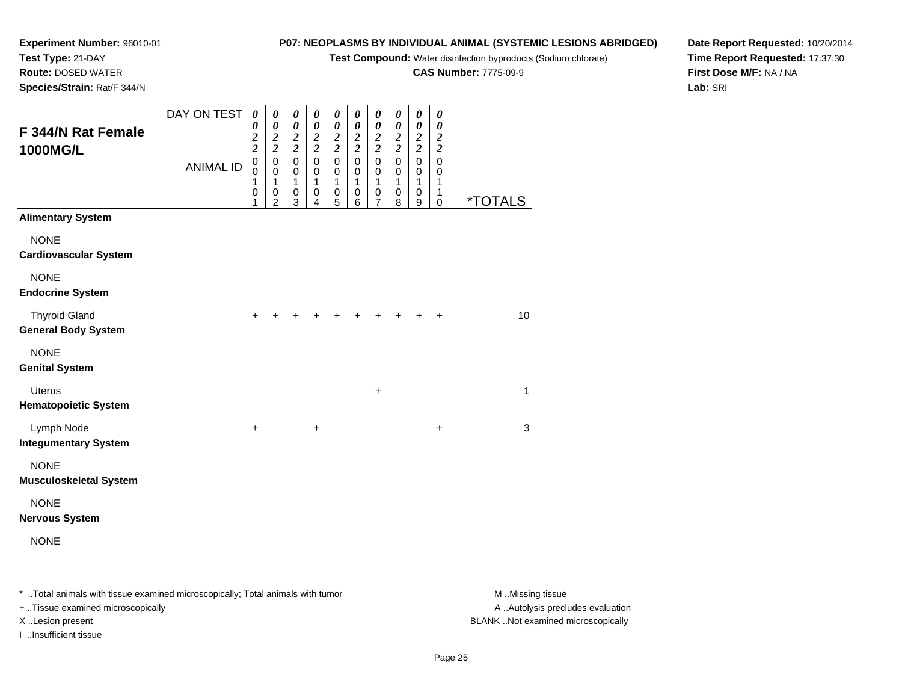**Experiment Number:** 96010-01
**Test Type:** 21-DAY
**Route:** DOSED WATER
**Species/Strain:** Rat/F 344/N

**P07: NEOPLASMS BY INDIVIDUAL ANIMAL (SYSTEMIC LESIONS ABRIDGED)**
**Test Compound:** Water disinfection byproducts (Sodium chlorate)
**CAS Number:** 7775-09-9

**Date Report Requested:** 10/20/2014
**Time Report Requested:** 17:37:30
**First Dose M/F:** NA / NA
**Lab:** SRI

## F 344/N Rat Female 1000MG/L

| DAY ON TEST | 0022 | 0022 | 0022 | 0022 | 0022 | 0022 | 0022 | 0022 | 0022 | 0022 | |
|---|---|---|---|---|---|---|---|---|---|---|---|
| ANIMAL ID | 00101 | 00102 | 00103 | 00104 | 00105 | 00106 | 00107 | 00108 | 00109 | 00110 | *TOTALS |
| **Alimentary System** | | | | | | | | | | | |
| NONE | | | | | | | | | | | |
| **Cardiovascular System** | | | | | | | | | | | |
| NONE | | | | | | | | | | | |
| **Endocrine System** | | | | | | | | | | | |
| Thyroid Gland | + | + | + | + | + | + | + | + | + | + | 10 |
| **General Body System** | | | | | | | | | | | |
| NONE | | | | | | | | | | | |
| **Genital System** | | | | | | | | | | | |
| Uterus | | | | | | | + | | | | 1 |
| **Hematopoietic System** | | | | | | | | | | | |
| Lymph Node | + | | | + | | | | | | + | 3 |
| **Integumentary System** | | | | | | | | | | | |
| NONE | | | | | | | | | | | |
| **Musculoskeletal System** | | | | | | | | | | | |
| NONE | | | | | | | | | | | |
| **Nervous System** | | | | | | | | | | | |
| NONE | | | | | | | | | | | |

* ..Total animals with tissue examined microscopically; Total animals with tumor
+ ..Tissue examined microscopically
X ..Lesion present
I ..Insufficient tissue

M ..Missing tissue
A ..Autolysis precludes evaluation
BLANK ..Not examined microscopically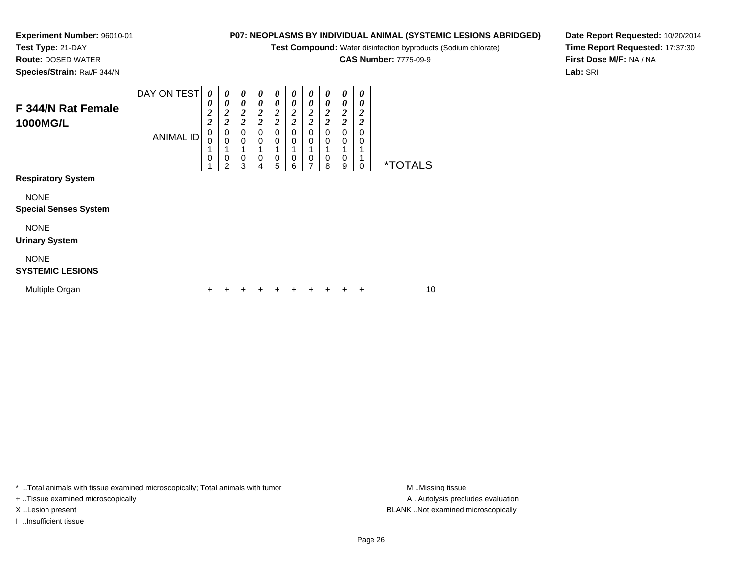**Experiment Number:** 96010-01
**Test Type:** 21-DAY
**Route:** DOSED WATER
**Species/Strain:** Rat/F 344/N

**P07: NEOPLASMS BY INDIVIDUAL ANIMAL (SYSTEMIC LESIONS ABRIDGED)**
**Test Compound:** Water disinfection byproducts (Sodium chlorate)
**CAS Number:** 7775-09-9

**Date Report Requested:** 10/20/2014
**Time Report Requested:** 17:37:30
**First Dose M/F:** NA / NA
**Lab:** SRI

## F 344/N Rat Female 1000MG/L

| DAY ON TEST | 0022 | 0022 | 0022 | 0022 | 0022 | 0022 | 0022 | 0022 | 0022 | 0022 | |
|---|---|---|---|---|---|---|---|---|---|---|---|
| ANIMAL ID | 00101 | 00102 | 00103 | 00104 | 00105 | 00106 | 00107 | 00108 | 00109 | 00110 | *TOTALS |
| **Respiratory System** | | | | | | | | | | | |
| NONE | | | | | | | | | | | |
| **Special Senses System** | | | | | | | | | | | |
| NONE | | | | | | | | | | | |
| **Urinary System** | | | | | | | | | | | |
| NONE | | | | | | | | | | | |
| **SYSTEMIC LESIONS** | | | | | | | | | | | |
| Multiple Organ | + | + | + | + | + | + | + | + | + | + | 10 |

* ..Total animals with tissue examined microscopically; Total animals with tumor
+ ..Tissue examined microscopically
X ..Lesion present
I ..Insufficient tissue

M ..Missing tissue
A ..Autolysis precludes evaluation
BLANK ..Not examined microscopically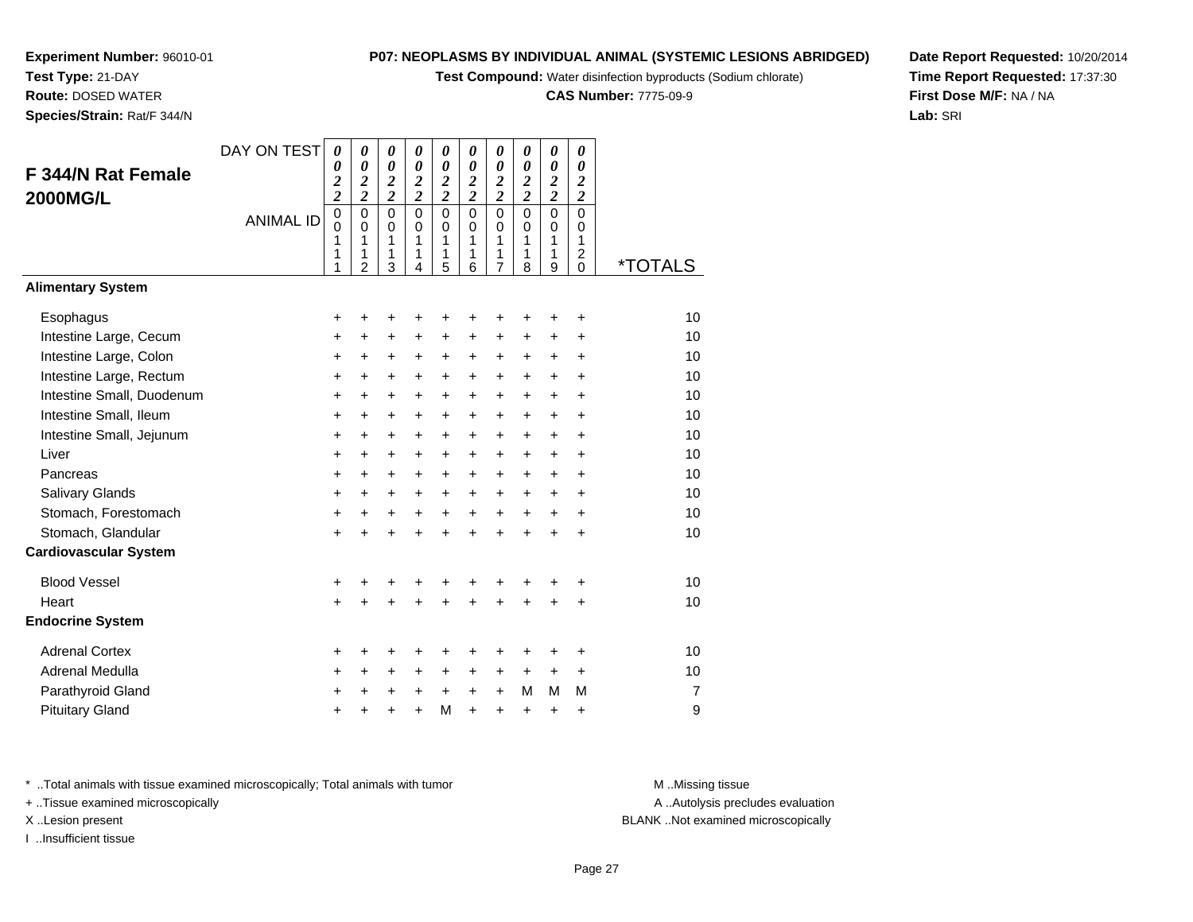**Experiment Number:** 96010-01
**Test Type:** 21-DAY
**Route:** DOSED WATER
**Species/Strain:** Rat/F 344/N

**P07: NEOPLASMS BY INDIVIDUAL ANIMAL (SYSTEMIC LESIONS ABRIDGED)**
**Test Compound:** Water disinfection byproducts (Sodium chlorate)
**CAS Number:** 7775-09-9

**Date Report Requested:** 10/20/2014
**Time Report Requested:** 17:37:30
**First Dose M/F:** NA / NA
**Lab:** SRI

## F 344/N Rat Female 2000MG/L

| DAY ON TEST | 0022 | 0022 | 0022 | 0022 | 0022 | 0022 | 0022 | 0022 | 0022 | 0022 | |
|---|---|---|---|---|---|---|---|---|---|---|---|
| ANIMAL ID | 00111 | 00112 | 00113 | 00114 | 00115 | 00116 | 00117 | 00118 | 00119 | 00120 | *TOTALS |
| **Alimentary System** | | | | | | | | | | | |
| Esophagus | + | + | + | + | + | + | + | + | + | + | 10 |
| Intestine Large, Cecum | + | + | + | + | + | + | + | + | + | + | 10 |
| Intestine Large, Colon | + | + | + | + | + | + | + | + | + | + | 10 |
| Intestine Large, Rectum | + | + | + | + | + | + | + | + | + | + | 10 |
| Intestine Small, Duodenum | + | + | + | + | + | + | + | + | + | + | 10 |
| Intestine Small, Ileum | + | + | + | + | + | + | + | + | + | + | 10 |
| Intestine Small, Jejunum | + | + | + | + | + | + | + | + | + | + | 10 |
| Liver | + | + | + | + | + | + | + | + | + | + | 10 |
| Pancreas | + | + | + | + | + | + | + | + | + | + | 10 |
| Salivary Glands | + | + | + | + | + | + | + | + | + | + | 10 |
| Stomach, Forestomach | + | + | + | + | + | + | + | + | + | + | 10 |
| Stomach, Glandular | + | + | + | + | + | + | + | + | + | + | 10 |
| **Cardiovascular System** | | | | | | | | | | | |
| Blood Vessel | + | + | + | + | + | + | + | + | + | + | 10 |
| Heart | + | + | + | + | + | + | + | + | + | + | 10 |
| **Endocrine System** | | | | | | | | | | | |
| Adrenal Cortex | + | + | + | + | + | + | + | + | + | + | 10 |
| Adrenal Medulla | + | + | + | + | + | + | + | + | + | + | 10 |
| Parathyroid Gland | + | + | + | + | + | + | + | M | M | M | 7 |
| Pituitary Gland | + | + | + | + | M | + | + | + | + | + | 9 |

\* ..Total animals with tissue examined microscopically; Total animals with tumor
+ ..Tissue examined microscopically
X ..Lesion present
I ..Insufficient tissue

M ..Missing tissue
A ..Autolysis precludes evaluation
BLANK ..Not examined microscopically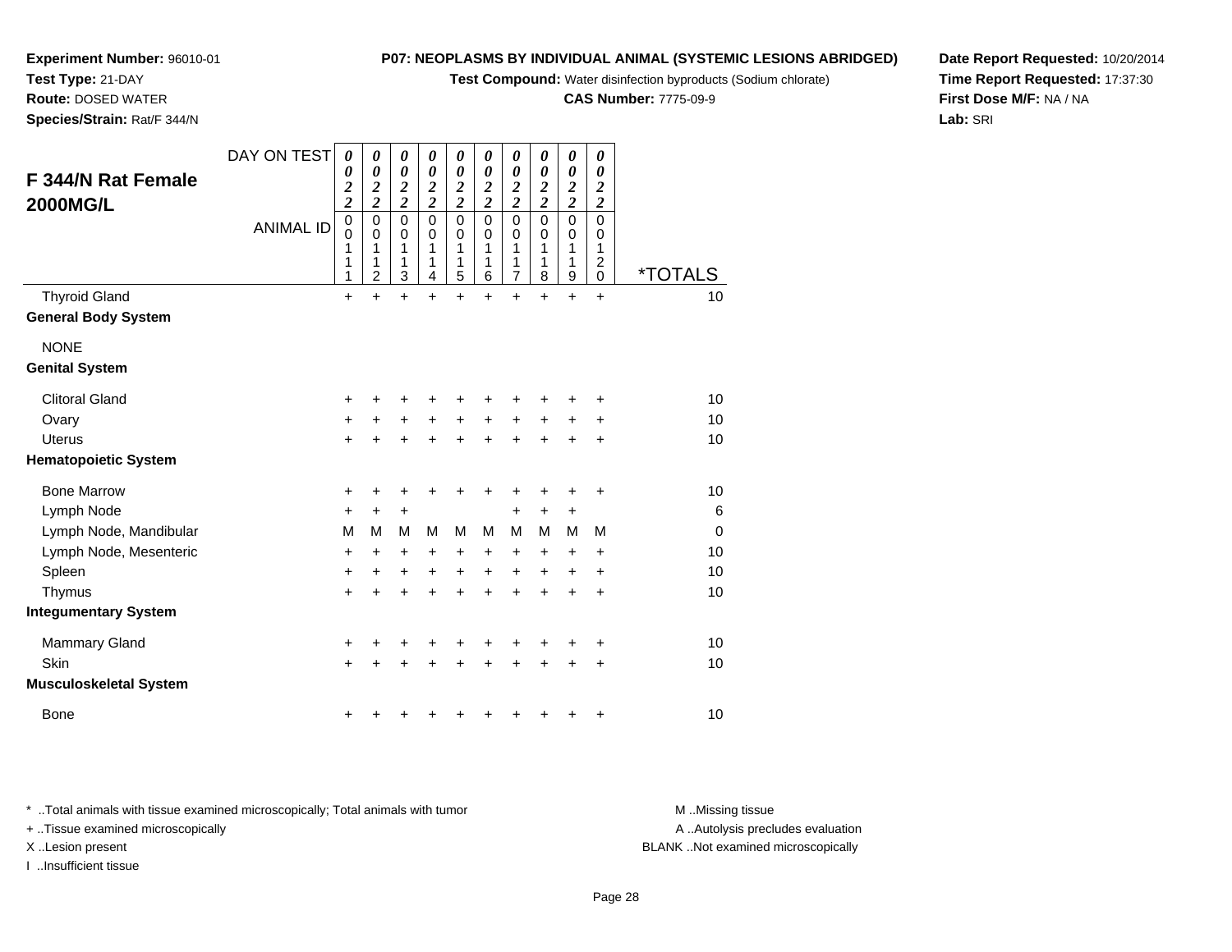**Experiment Number:** 96010-01
**Test Type:** 21-DAY
**Route:** DOSED WATER
**Species/Strain:** Rat/F 344/N

**P07: NEOPLASMS BY INDIVIDUAL ANIMAL (SYSTEMIC LESIONS ABRIDGED)**
**Test Compound:** Water disinfection byproducts (Sodium chlorate)
**CAS Number:** 7775-09-9

**Date Report Requested:** 10/20/2014
**Time Report Requested:** 17:37:30
**First Dose M/F:** NA / NA
**Lab:** SRI

## F 344/N Rat Female 2000MG/L

| DAY ON TEST | 0022 | 0022 | 0022 | 0022 | 0022 | 0022 | 0022 | 0022 | 0022 | 0022 | |
|---|---|---|---|---|---|---|---|---|---|---|---|
| ANIMAL ID | 00111 | 00112 | 00113 | 00114 | 00115 | 00116 | 00117 | 00118 | 00119 | 00120 | *TOTALS |
| Thyroid Gland | + | + | + | + | + | + | + | + | + | + | 10 |
| **General Body System** | | | | | | | | | | | |
| NONE | | | | | | | | | | | |
| **Genital System** | | | | | | | | | | | |
| Clitoral Gland | + | + | + | + | + | + | + | + | + | + | 10 |
| Ovary | + | + | + | + | + | + | + | + | + | + | 10 |
| Uterus | + | + | + | + | + | + | + | + | + | + | 10 |
| **Hematopoietic System** | | | | | | | | | | | |
| Bone Marrow | + | + | + | + | + | + | + | + | + | + | 10 |
| Lymph Node | + | + | + | | | | + | + | + | | 6 |
| Lymph Node, Mandibular | M | M | M | M | M | M | M | M | M | M | 0 |
| Lymph Node, Mesenteric | + | + | + | + | + | + | + | + | + | + | 10 |
| Spleen | + | + | + | + | + | + | + | + | + | + | 10 |
| Thymus | + | + | + | + | + | + | + | + | + | + | 10 |
| **Integumentary System** | | | | | | | | | | | |
| Mammary Gland | + | + | + | + | + | + | + | + | + | + | 10 |
| Skin | + | + | + | + | + | + | + | + | + | + | 10 |
| **Musculoskeletal System** | | | | | | | | | | | |
| Bone | + | + | + | + | + | + | + | + | + | + | 10 |

* ..Total animals with tissue examined microscopically; Total animals with tumor
+ ..Tissue examined microscopically
X ..Lesion present
I ..Insufficient tissue

M ..Missing tissue
A ..Autolysis precludes evaluation
BLANK ..Not examined microscopically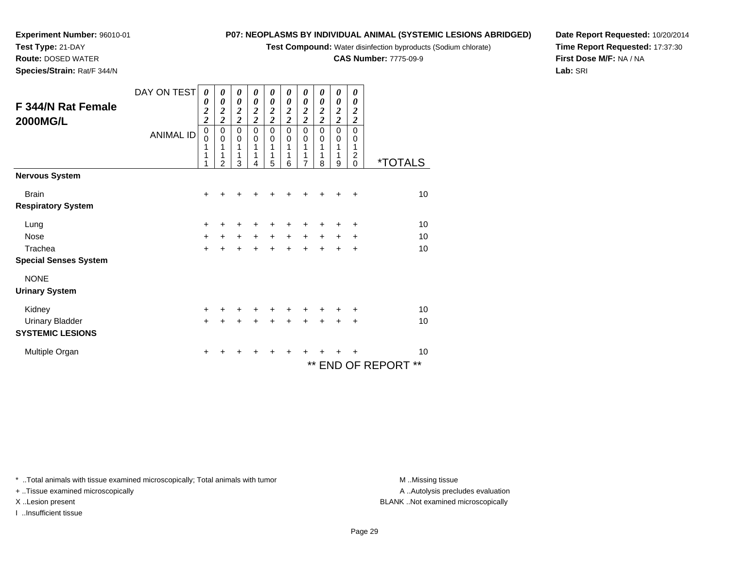**Experiment Number:** 96010-01
**Test Type:** 21-DAY
**Route:** DOSED WATER
**Species/Strain:** Rat/F 344/N

**P07: NEOPLASMS BY INDIVIDUAL ANIMAL (SYSTEMIC LESIONS ABRIDGED)**
**Test Compound:** Water disinfection byproducts (Sodium chlorate)
**CAS Number:** 7775-09-9

**Date Report Requested:** 10/20/2014
**Time Report Requested:** 17:37:30
**First Dose M/F:** NA / NA
**Lab:** SRI

## F 344/N Rat Female 2000MG/L

| DAY ON TEST | 0022 | 0022 | 0022 | 0022 | 0022 | 0022 | 0022 | 0022 | 0022 | 0022 | |
|---|---|---|---|---|---|---|---|---|---|---|---|
| ANIMAL ID | 00111 | 00112 | 00113 | 00114 | 00115 | 00116 | 00117 | 00118 | 00119 | 00120 | *TOTALS |
| **Nervous System** | | | | | | | | | | | |
| Brain | + | + | + | + | + | + | + | + | + | + | 10 |
| **Respiratory System** | | | | | | | | | | | |
| Lung | + | + | + | + | + | + | + | + | + | + | 10 |
| Nose | + | + | + | + | + | + | + | + | + | + | 10 |
| Trachea | + | + | + | + | + | + | + | + | + | + | 10 |
| **Special Senses System** | | | | | | | | | | | |
| NONE | | | | | | | | | | | |
| **Urinary System** | | | | | | | | | | | |
| Kidney | + | + | + | + | + | + | + | + | + | + | 10 |
| Urinary Bladder | + | + | + | + | + | + | + | + | + | + | 10 |
| **SYSTEMIC LESIONS** | | | | | | | | | | | |
| Multiple Organ | + | + | + | + | + | + | + | + | + | + | 10 |

** END OF REPORT **

* ..Total animals with tissue examined microscopically; Total animals with tumor
+ ..Tissue examined microscopically
X ..Lesion present
I ..Insufficient tissue

M ..Missing tissue
A ..Autolysis precludes evaluation
BLANK ..Not examined microscopically